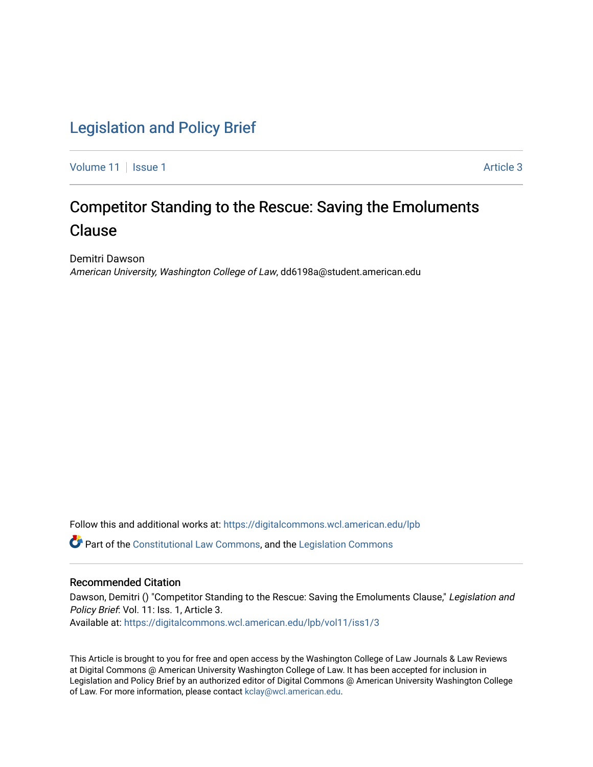# Legislation and Policy Brief

Volume 11 | Issue 1 | Article 3

## Competitor Standing to the Rescue: Saving the Emoluments Clause

Demitri Dawson
*American University, Washington College of Law*, dd6198a@student.american.edu

Follow this and additional works at: https://digitalcommons.wcl.american.edu/lpb

Part of the Constitutional Law Commons, and the Legislation Commons

### Recommended Citation

Dawson, Demitri () "Competitor Standing to the Rescue: Saving the Emoluments Clause," *Legislation and Policy Brief*: Vol. 11: Iss. 1, Article 3.
Available at: https://digitalcommons.wcl.american.edu/lpb/vol11/iss1/3

This Article is brought to you for free and open access by the Washington College of Law Journals & Law Reviews at Digital Commons @ American University Washington College of Law. It has been accepted for inclusion in Legislation and Policy Brief by an authorized editor of Digital Commons @ American University Washington College of Law. For more information, please contact kclay@wcl.american.edu.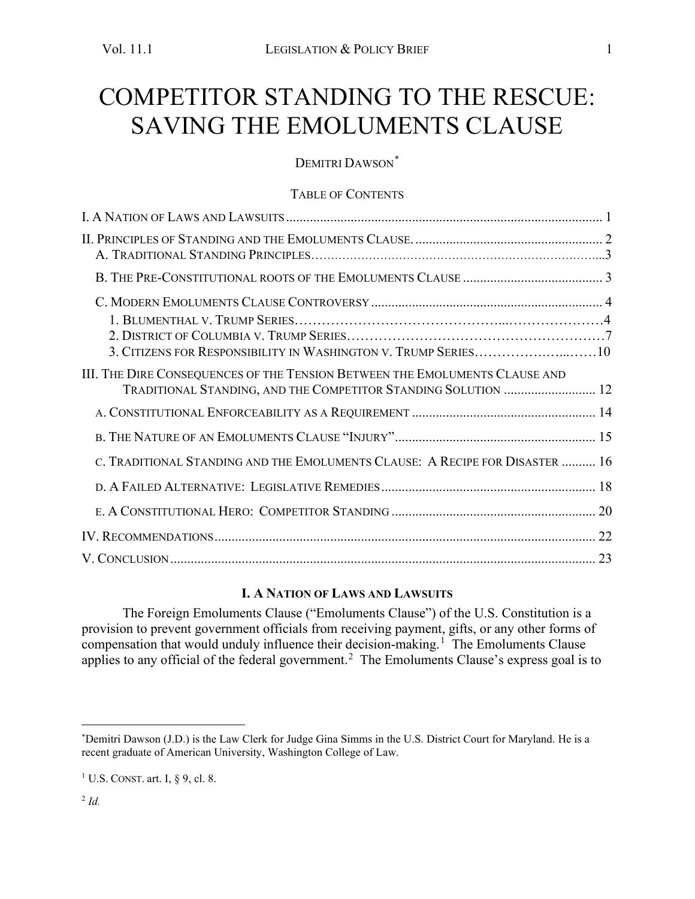# COMPETITOR STANDING TO THE RESCUE: SAVING THE EMOLUMENTS CLAUSE

DEMITRI DAWSON[*]

TABLE OF CONTENTS

I. A NATION OF LAWS AND LAWSUITS ........ 1

II. PRINCIPLES OF STANDING AND THE EMOLUMENTS CLAUSE. ........ 2
- A. TRADITIONAL STANDING PRINCIPLES........ 3
- B. THE PRE-CONSTITUTIONAL ROOTS OF THE EMOLUMENTS CLAUSE ........ 3
- C. MODERN EMOLUMENTS CLAUSE CONTROVERSY ........ 4
  - 1. BLUMENTHAL V. TRUMP SERIES........ 4
  - 2. DISTRICT OF COLUMBIA V. TRUMP SERIES........ 7
  - 3. CITIZENS FOR RESPONSIBILITY IN WASHINGTON V. TRUMP SERIES........ 10

III. THE DIRE CONSEQUENCES OF THE TENSION BETWEEN THE EMOLUMENTS CLAUSE AND TRADITIONAL STANDING, AND THE COMPETITOR STANDING SOLUTION ........ 12
- A. CONSTITUTIONAL ENFORCEABILITY AS A REQUIREMENT ........ 14
- B. THE NATURE OF AN EMOLUMENTS CLAUSE "INJURY"........ 15
- C. TRADITIONAL STANDING AND THE EMOLUMENTS CLAUSE: A RECIPE FOR DISASTER ........ 16
- D. A FAILED ALTERNATIVE: LEGISLATIVE REMEDIES........ 18
- E. A CONSTITUTIONAL HERO: COMPETITOR STANDING ........ 20

IV. RECOMMENDATIONS........ 22

V. CONCLUSION........ 23

## I. A NATION OF LAWS AND LAWSUITS

The Foreign Emoluments Clause ("Emoluments Clause") of the U.S. Constitution is a provision to prevent government officials from receiving payment, gifts, or any other forms of compensation that would unduly influence their decision-making.[1] The Emoluments Clause applies to any official of the federal government.[2] The Emoluments Clause's express goal is to

---

[*]Demitri Dawson (J.D.) is the Law Clerk for Judge Gina Simms in the U.S. District Court for Maryland. He is a recent graduate of American University, Washington College of Law.

[1] U.S. CONST. art. I, § 9, cl. 8.

[2] *Id.*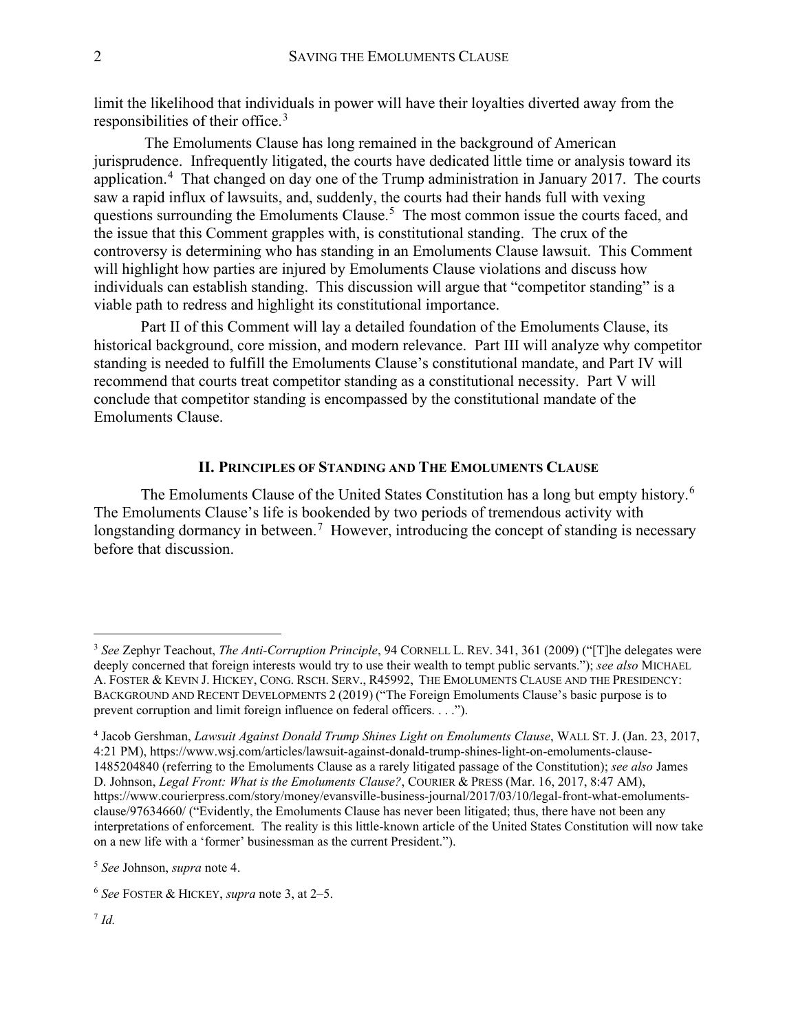limit the likelihood that individuals in power will have their loyalties diverted away from the responsibilities of their office.[3]

The Emoluments Clause has long remained in the background of American jurisprudence. Infrequently litigated, the courts have dedicated little time or analysis toward its application.[4] That changed on day one of the Trump administration in January 2017. The courts saw a rapid influx of lawsuits, and, suddenly, the courts had their hands full with vexing questions surrounding the Emoluments Clause.[5] The most common issue the courts faced, and the issue that this Comment grapples with, is constitutional standing. The crux of the controversy is determining who has standing in an Emoluments Clause lawsuit. This Comment will highlight how parties are injured by Emoluments Clause violations and discuss how individuals can establish standing. This discussion will argue that "competitor standing" is a viable path to redress and highlight its constitutional importance.

Part II of this Comment will lay a detailed foundation of the Emoluments Clause, its historical background, core mission, and modern relevance. Part III will analyze why competitor standing is needed to fulfill the Emoluments Clause's constitutional mandate, and Part IV will recommend that courts treat competitor standing as a constitutional necessity. Part V will conclude that competitor standing is encompassed by the constitutional mandate of the Emoluments Clause.

## II. Principles of Standing and The Emoluments Clause

The Emoluments Clause of the United States Constitution has a long but empty history.[6] The Emoluments Clause's life is bookended by two periods of tremendous activity with longstanding dormancy in between.[7] However, introducing the concept of standing is necessary before that discussion.

---

[3] *See* Zephyr Teachout, *The Anti-Corruption Principle*, 94 Cornell L. Rev. 341, 361 (2009) ("[T]he delegates were deeply concerned that foreign interests would try to use their wealth to tempt public servants."); *see also* Michael A. Foster & Kevin J. Hickey, Cong. Rsch. Serv., R45992, The Emoluments Clause and the Presidency: Background and Recent Developments 2 (2019) ("The Foreign Emoluments Clause's basic purpose is to prevent corruption and limit foreign influence on federal officers. . . .").

[4] Jacob Gershman, *Lawsuit Against Donald Trump Shines Light on Emoluments Clause*, Wall St. J. (Jan. 23, 2017, 4:21 PM), https://www.wsj.com/articles/lawsuit-against-donald-trump-shines-light-on-emoluments-clause-1485204840 (referring to the Emoluments Clause as a rarely litigated passage of the Constitution); *see also* James D. Johnson, *Legal Front: What is the Emoluments Clause?*, Courier & Press (Mar. 16, 2017, 8:47 AM), https://www.courierpress.com/story/money/evansville-business-journal/2017/03/10/legal-front-what-emoluments-clause/97634660/ ("Evidently, the Emoluments Clause has never been litigated; thus, there have not been any interpretations of enforcement. The reality is this little-known article of the United States Constitution will now take on a new life with a 'former' businessman as the current President.").

[5] *See* Johnson, *supra* note 4.

[6] *See* Foster & Hickey, *supra* note 3, at 2–5.

[7] *Id.*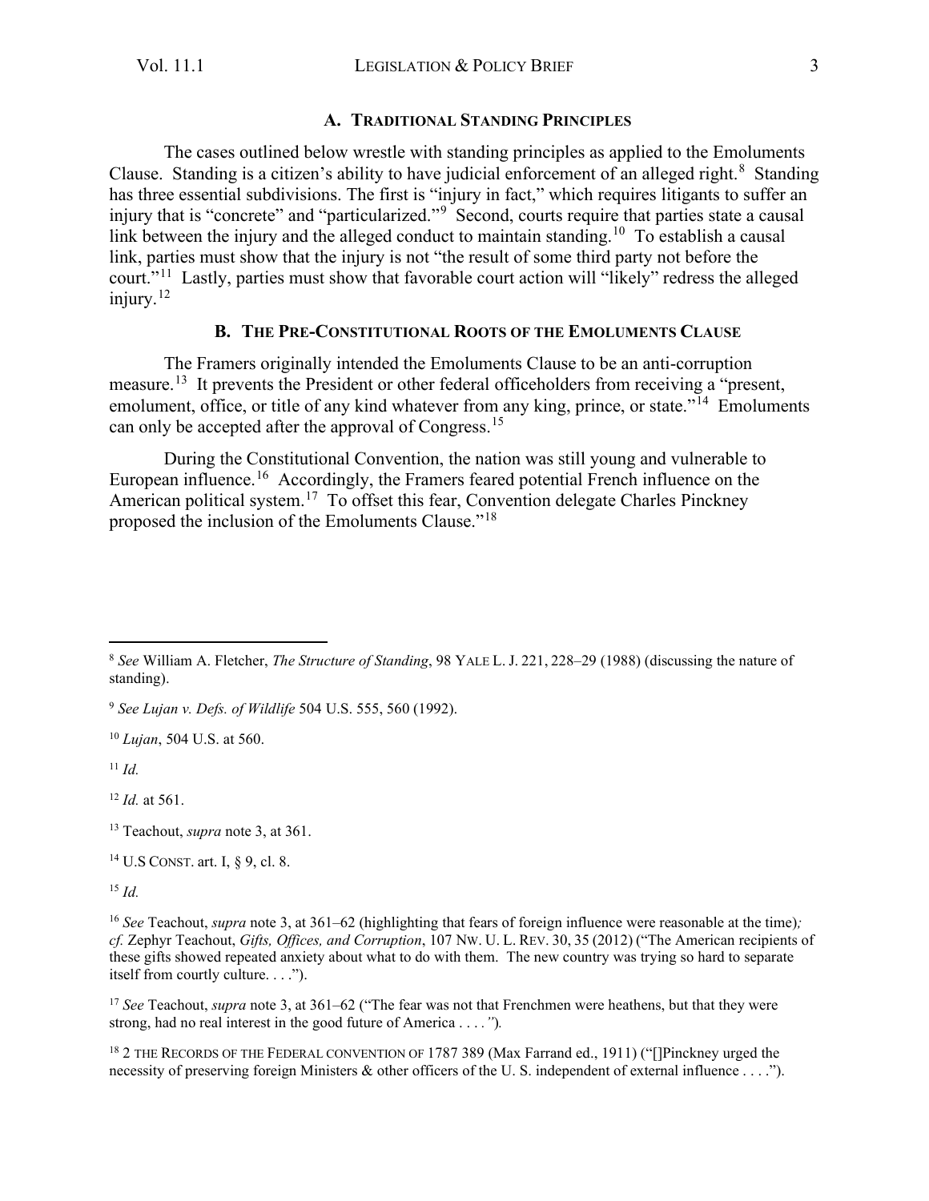### A. TRADITIONAL STANDING PRINCIPLES

The cases outlined below wrestle with standing principles as applied to the Emoluments Clause. Standing is a citizen's ability to have judicial enforcement of an alleged right.[8] Standing has three essential subdivisions. The first is "injury in fact," which requires litigants to suffer an injury that is "concrete" and "particularized."[9] Second, courts require that parties state a causal link between the injury and the alleged conduct to maintain standing.[10] To establish a causal link, parties must show that the injury is not "the result of some third party not before the court."[11] Lastly, parties must show that favorable court action will "likely" redress the alleged injury.[12]

### B. THE PRE-CONSTITUTIONAL ROOTS OF THE EMOLUMENTS CLAUSE

The Framers originally intended the Emoluments Clause to be an anti-corruption measure.[13] It prevents the President or other federal officeholders from receiving a "present, emolument, office, or title of any kind whatever from any king, prince, or state."[14] Emoluments can only be accepted after the approval of Congress.[15]

During the Constitutional Convention, the nation was still young and vulnerable to European influence.[16] Accordingly, the Framers feared potential French influence on the American political system.[17] To offset this fear, Convention delegate Charles Pinckney proposed the inclusion of the Emoluments Clause."[18]

---

[8] *See* William A. Fletcher, *The Structure of Standing*, 98 YALE L. J. 221, 228–29 (1988) (discussing the nature of standing).

[9] *See Lujan v. Defs. of Wildlife* 504 U.S. 555, 560 (1992).

[10] *Lujan*, 504 U.S. at 560.

[11] *Id.*

[12] *Id.* at 561.

[13] Teachout, *supra* note 3, at 361.

[14] U.S CONST. art. I, § 9, cl. 8.

[15] *Id.*

[16] *See* Teachout, *supra* note 3, at 361–62 (highlighting that fears of foreign influence were reasonable at the time)*; cf.* Zephyr Teachout, *Gifts, Offices, and Corruption*, 107 NW. U. L. REV. 30, 35 (2012) ("The American recipients of these gifts showed repeated anxiety about what to do with them. The new country was trying so hard to separate itself from courtly culture. . . .").

[17] *See* Teachout, *supra* note 3, at 361–62 ("The fear was not that Frenchmen were heathens, but that they were strong, had no real interest in the good future of America . . . .*"*).

[18] 2 THE RECORDS OF THE FEDERAL CONVENTION OF 1787 389 (Max Farrand ed., 1911) ("[]Pinckney urged the necessity of preserving foreign Ministers & other officers of the U. S. independent of external influence . . . .").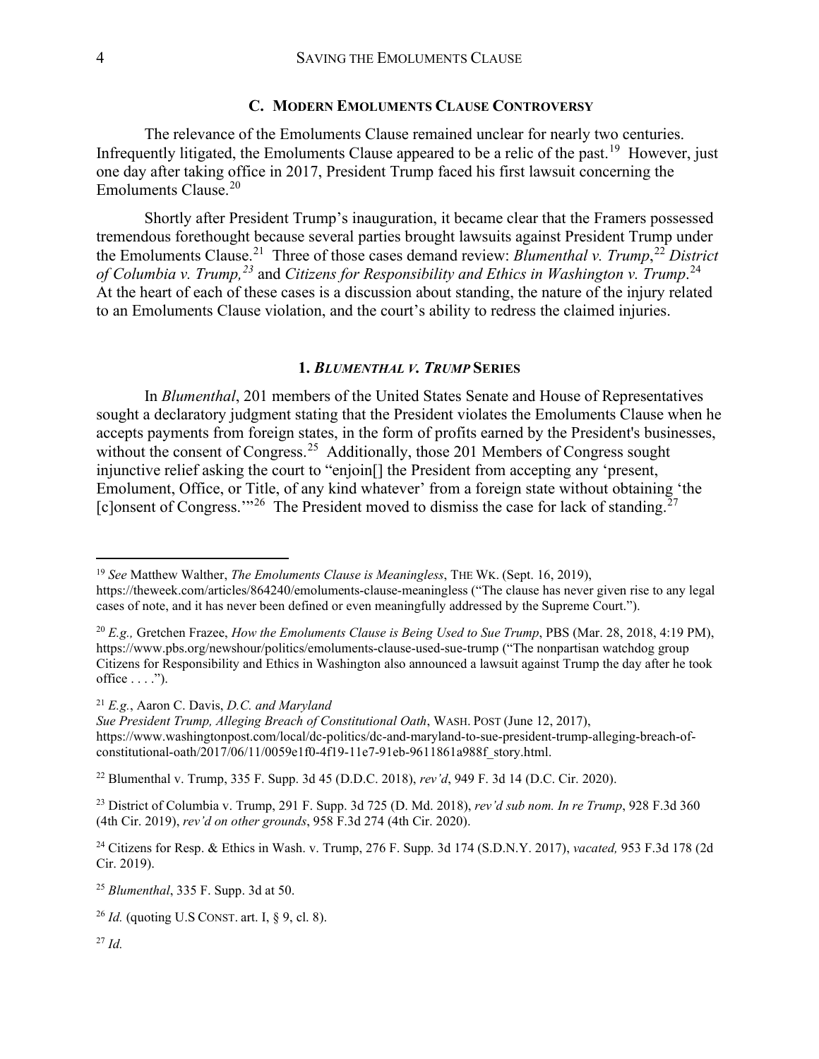### C. MODERN EMOLUMENTS CLAUSE CONTROVERSY

The relevance of the Emoluments Clause remained unclear for nearly two centuries. Infrequently litigated, the Emoluments Clause appeared to be a relic of the past.[19] However, just one day after taking office in 2017, President Trump faced his first lawsuit concerning the Emoluments Clause.[20]

Shortly after President Trump's inauguration, it became clear that the Framers possessed tremendous forethought because several parties brought lawsuits against President Trump under the Emoluments Clause.[21] Three of those cases demand review: *Blumenthal v. Trump*,[22] *District of Columbia v. Trump,*[23] and *Citizens for Responsibility and Ethics in Washington v. Trump*.[24] At the heart of each of these cases is a discussion about standing, the nature of the injury related to an Emoluments Clause violation, and the court's ability to redress the claimed injuries.

#### 1. *BLUMENTHAL V. TRUMP* SERIES

In *Blumenthal*, 201 members of the United States Senate and House of Representatives sought a declaratory judgment stating that the President violates the Emoluments Clause when he accepts payments from foreign states, in the form of profits earned by the President's businesses, without the consent of Congress.[25] Additionally, those 201 Members of Congress sought injunctive relief asking the court to "enjoin[] the President from accepting any 'present, Emolument, Office, or Title, of any kind whatever' from a foreign state without obtaining 'the [c]onsent of Congress.'"[26] The President moved to dismiss the case for lack of standing.[27]

---

[19] *See* Matthew Walther, *The Emoluments Clause is Meaningless*, THE WK. (Sept. 16, 2019), https://theweek.com/articles/864240/emoluments-clause-meaningless ("The clause has never given rise to any legal cases of note, and it has never been defined or even meaningfully addressed by the Supreme Court.").

[20] *E.g.,* Gretchen Frazee, *How the Emoluments Clause is Being Used to Sue Trump*, PBS (Mar. 28, 2018, 4:19 PM), https://www.pbs.org/newshour/politics/emoluments-clause-used-sue-trump ("The nonpartisan watchdog group Citizens for Responsibility and Ethics in Washington also announced a lawsuit against Trump the day after he took office . . . .").

[21] *E.g.*, Aaron C. Davis, *D.C. and Maryland Sue President Trump, Alleging Breach of Constitutional Oath*, WASH. POST (June 12, 2017), https://www.washingtonpost.com/local/dc-politics/dc-and-maryland-to-sue-president-trump-alleging-breach-of-constitutional-oath/2017/06/11/0059e1f0-4f19-11e7-91eb-9611861a988f_story.html.

[22] Blumenthal v. Trump, 335 F. Supp. 3d 45 (D.D.C. 2018), *rev'd*, 949 F. 3d 14 (D.C. Cir. 2020).

[23] District of Columbia v. Trump, 291 F. Supp. 3d 725 (D. Md. 2018), *rev'd sub nom. In re Trump*, 928 F.3d 360 (4th Cir. 2019), *rev'd on other grounds*, 958 F.3d 274 (4th Cir. 2020).

[24] Citizens for Resp. & Ethics in Wash. v. Trump, 276 F. Supp. 3d 174 (S.D.N.Y. 2017), *vacated,* 953 F.3d 178 (2d Cir. 2019).

[25] *Blumenthal*, 335 F. Supp. 3d at 50.

[26] *Id.* (quoting U.S CONST. art. I, § 9, cl. 8).

[27] *Id.*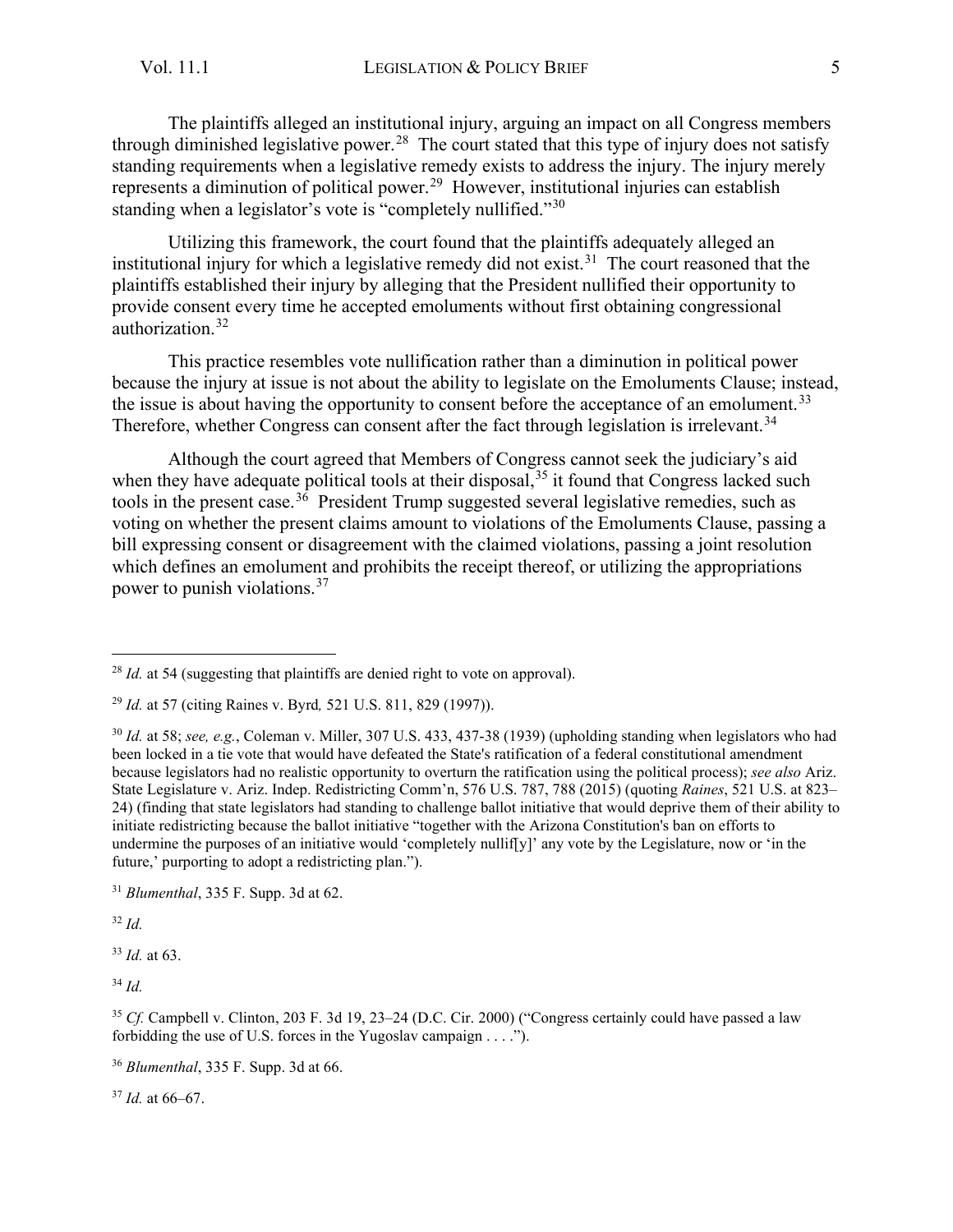The plaintiffs alleged an institutional injury, arguing an impact on all Congress members through diminished legislative power.[28] The court stated that this type of injury does not satisfy standing requirements when a legislative remedy exists to address the injury. The injury merely represents a diminution of political power.[29] However, institutional injuries can establish standing when a legislator's vote is "completely nullified."[30]

Utilizing this framework, the court found that the plaintiffs adequately alleged an institutional injury for which a legislative remedy did not exist.[31] The court reasoned that the plaintiffs established their injury by alleging that the President nullified their opportunity to provide consent every time he accepted emoluments without first obtaining congressional authorization.[32]

This practice resembles vote nullification rather than a diminution in political power because the injury at issue is not about the ability to legislate on the Emoluments Clause; instead, the issue is about having the opportunity to consent before the acceptance of an emolument.[33] Therefore, whether Congress can consent after the fact through legislation is irrelevant.[34]

Although the court agreed that Members of Congress cannot seek the judiciary's aid when they have adequate political tools at their disposal,[35] it found that Congress lacked such tools in the present case.[36] President Trump suggested several legislative remedies, such as voting on whether the present claims amount to violations of the Emoluments Clause, passing a bill expressing consent or disagreement with the claimed violations, passing a joint resolution which defines an emolument and prohibits the receipt thereof, or utilizing the appropriations power to punish violations.[37]

---

[28] *Id.* at 54 (suggesting that plaintiffs are denied right to vote on approval).

[29] *Id.* at 57 (citing Raines v. Byrd*,* 521 U.S. 811, 829 (1997)).

[30] *Id.* at 58; *see, e.g.*, Coleman v. Miller, 307 U.S. 433, 437-38 (1939) (upholding standing when legislators who had been locked in a tie vote that would have defeated the State's ratification of a federal constitutional amendment because legislators had no realistic opportunity to overturn the ratification using the political process); *see also* Ariz. State Legislature v. Ariz. Indep. Redistricting Comm'n, 576 U.S. 787, 788 (2015) (quoting *Raines*, 521 U.S. at 823–24) (finding that state legislators had standing to challenge ballot initiative that would deprive them of their ability to initiate redistricting because the ballot initiative "together with the Arizona Constitution's ban on efforts to undermine the purposes of an initiative would 'completely nullif[y]' any vote by the Legislature, now or 'in the future,' purporting to adopt a redistricting plan.").

[31] *Blumenthal*, 335 F. Supp. 3d at 62.

[32] *Id.*

[33] *Id.* at 63.

[34] *Id.*

[35] *Cf.* Campbell v. Clinton, 203 F. 3d 19, 23–24 (D.C. Cir. 2000) ("Congress certainly could have passed a law forbidding the use of U.S. forces in the Yugoslav campaign . . . .").

[36] *Blumenthal*, 335 F. Supp. 3d at 66.

[37] *Id.* at 66–67.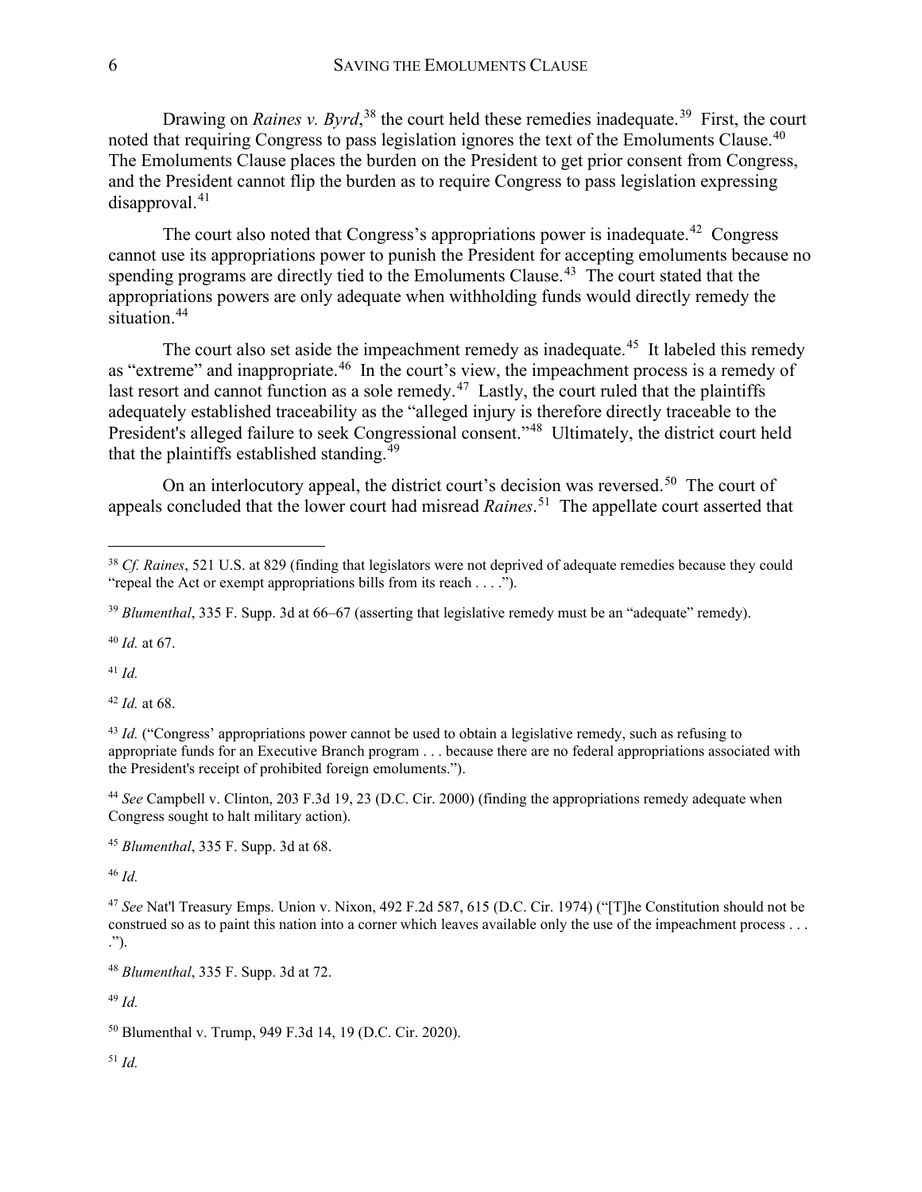Drawing on *Raines v. Byrd*,[38] the court held these remedies inadequate.[39] First, the court noted that requiring Congress to pass legislation ignores the text of the Emoluments Clause.[40] The Emoluments Clause places the burden on the President to get prior consent from Congress, and the President cannot flip the burden as to require Congress to pass legislation expressing disapproval.[41]

The court also noted that Congress's appropriations power is inadequate.[42] Congress cannot use its appropriations power to punish the President for accepting emoluments because no spending programs are directly tied to the Emoluments Clause.[43] The court stated that the appropriations powers are only adequate when withholding funds would directly remedy the situation.[44]

The court also set aside the impeachment remedy as inadequate.[45] It labeled this remedy as "extreme" and inappropriate.[46] In the court's view, the impeachment process is a remedy of last resort and cannot function as a sole remedy.[47] Lastly, the court ruled that the plaintiffs adequately established traceability as the "alleged injury is therefore directly traceable to the President's alleged failure to seek Congressional consent."[48] Ultimately, the district court held that the plaintiffs established standing.[49]

On an interlocutory appeal, the district court's decision was reversed.[50] The court of appeals concluded that the lower court had misread *Raines*.[51] The appellate court asserted that

---

[38] *Cf. Raines*, 521 U.S. at 829 (finding that legislators were not deprived of adequate remedies because they could "repeal the Act or exempt appropriations bills from its reach . . . .").

[39] *Blumenthal*, 335 F. Supp. 3d at 66–67 (asserting that legislative remedy must be an "adequate" remedy).

[40] *Id.* at 67.

[41] *Id.*

[42] *Id.* at 68.

[43] *Id.* ("Congress' appropriations power cannot be used to obtain a legislative remedy, such as refusing to appropriate funds for an Executive Branch program . . . because there are no federal appropriations associated with the President's receipt of prohibited foreign emoluments.").

[44] *See* Campbell v. Clinton, 203 F.3d 19, 23 (D.C. Cir. 2000) (finding the appropriations remedy adequate when Congress sought to halt military action).

[45] *Blumenthal*, 335 F. Supp. 3d at 68.

[46] *Id.*

[47] *See* Nat'l Treasury Emps. Union v. Nixon, 492 F.2d 587, 615 (D.C. Cir. 1974) ("[T]he Constitution should not be construed so as to paint this nation into a corner which leaves available only the use of the impeachment process . . . .").

[48] *Blumenthal*, 335 F. Supp. 3d at 72.

[49] *Id.*

[50] Blumenthal v. Trump, 949 F.3d 14, 19 (D.C. Cir. 2020).

[51] *Id.*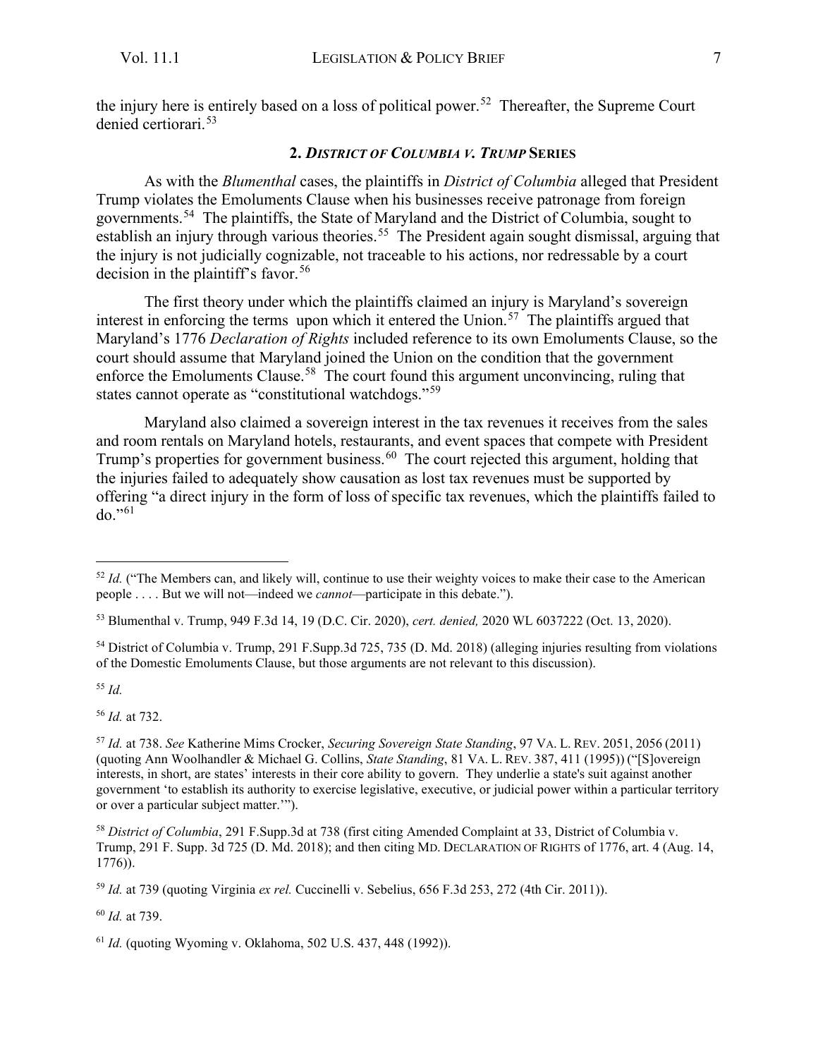the injury here is entirely based on a loss of political power.[52] Thereafter, the Supreme Court denied certiorari.[53]

### 2. *District of Columbia v. Trump* Series

As with the *Blumenthal* cases, the plaintiffs in *District of Columbia* alleged that President Trump violates the Emoluments Clause when his businesses receive patronage from foreign governments.[54] The plaintiffs, the State of Maryland and the District of Columbia, sought to establish an injury through various theories.[55] The President again sought dismissal, arguing that the injury is not judicially cognizable, not traceable to his actions, nor redressable by a court decision in the plaintiff's favor.[56]

The first theory under which the plaintiffs claimed an injury is Maryland's sovereign interest in enforcing the terms upon which it entered the Union.[57] The plaintiffs argued that Maryland's 1776 *Declaration of Rights* included reference to its own Emoluments Clause, so the court should assume that Maryland joined the Union on the condition that the government enforce the Emoluments Clause.[58] The court found this argument unconvincing, ruling that states cannot operate as "constitutional watchdogs."[59]

Maryland also claimed a sovereign interest in the tax revenues it receives from the sales and room rentals on Maryland hotels, restaurants, and event spaces that compete with President Trump's properties for government business.[60] The court rejected this argument, holding that the injuries failed to adequately show causation as lost tax revenues must be supported by offering "a direct injury in the form of loss of specific tax revenues, which the plaintiffs failed to do."[61]

---

[52] *Id.* ("The Members can, and likely will, continue to use their weighty voices to make their case to the American people . . . . But we will not—indeed we *cannot*—participate in this debate.").

[53] Blumenthal v. Trump, 949 F.3d 14, 19 (D.C. Cir. 2020), *cert. denied,* 2020 WL 6037222 (Oct. 13, 2020).

[54] District of Columbia v. Trump, 291 F.Supp.3d 725, 735 (D. Md. 2018) (alleging injuries resulting from violations of the Domestic Emoluments Clause, but those arguments are not relevant to this discussion).

[55] *Id.*

[56] *Id.* at 732.

[57] *Id.* at 738. *See* Katherine Mims Crocker, *Securing Sovereign State Standing*, 97 VA. L. REV. 2051, 2056 (2011) (quoting Ann Woolhandler & Michael G. Collins, *State Standing*, 81 VA. L. REV. 387, 411 (1995)) ("[S]overeign interests, in short, are states' interests in their core ability to govern. They underlie a state's suit against another government 'to establish its authority to exercise legislative, executive, or judicial power within a particular territory or over a particular subject matter.'").

[58] *District of Columbia*, 291 F.Supp.3d at 738 (first citing Amended Complaint at 33, District of Columbia v. Trump, 291 F. Supp. 3d 725 (D. Md. 2018); and then citing MD. DECLARATION OF RIGHTS of 1776, art. 4 (Aug. 14, 1776)).

[59] *Id.* at 739 (quoting Virginia *ex rel.* Cuccinelli v. Sebelius, 656 F.3d 253, 272 (4th Cir. 2011)).

[60] *Id.* at 739.

[61] *Id.* (quoting Wyoming v. Oklahoma, 502 U.S. 437, 448 (1992)).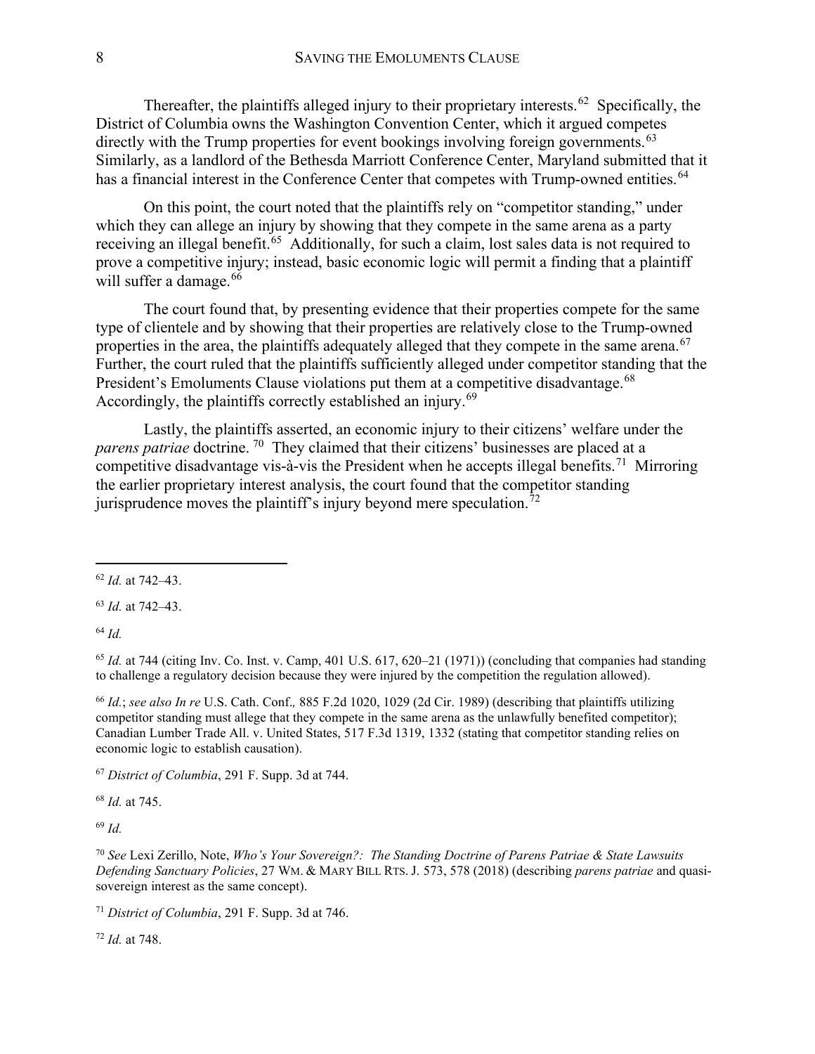Thereafter, the plaintiffs alleged injury to their proprietary interests.[62] Specifically, the District of Columbia owns the Washington Convention Center, which it argued competes directly with the Trump properties for event bookings involving foreign governments.[63] Similarly, as a landlord of the Bethesda Marriott Conference Center, Maryland submitted that it has a financial interest in the Conference Center that competes with Trump-owned entities.[64]

On this point, the court noted that the plaintiffs rely on "competitor standing," under which they can allege an injury by showing that they compete in the same arena as a party receiving an illegal benefit.[65] Additionally, for such a claim, lost sales data is not required to prove a competitive injury; instead, basic economic logic will permit a finding that a plaintiff will suffer a damage.[66]

The court found that, by presenting evidence that their properties compete for the same type of clientele and by showing that their properties are relatively close to the Trump-owned properties in the area, the plaintiffs adequately alleged that they compete in the same arena.[67] Further, the court ruled that the plaintiffs sufficiently alleged under competitor standing that the President's Emoluments Clause violations put them at a competitive disadvantage.[68] Accordingly, the plaintiffs correctly established an injury.[69]

Lastly, the plaintiffs asserted, an economic injury to their citizens' welfare under the *parens patriae* doctrine.[70] They claimed that their citizens' businesses are placed at a competitive disadvantage vis-à-vis the President when he accepts illegal benefits.[71] Mirroring the earlier proprietary interest analysis, the court found that the competitor standing jurisprudence moves the plaintiff's injury beyond mere speculation.[72]

---

[62] *Id.* at 742–43.

[63] *Id.* at 742–43.

[64] *Id.*

[65] *Id.* at 744 (citing Inv. Co. Inst. v. Camp, 401 U.S. 617, 620–21 (1971)) (concluding that companies had standing to challenge a regulatory decision because they were injured by the competition the regulation allowed).

[66] *Id.*; *see also In re* U.S. Cath. Conf., 885 F.2d 1020, 1029 (2d Cir. 1989) (describing that plaintiffs utilizing competitor standing must allege that they compete in the same arena as the unlawfully benefited competitor); Canadian Lumber Trade All. v. United States, 517 F.3d 1319, 1332 (stating that competitor standing relies on economic logic to establish causation).

[67] *District of Columbia*, 291 F. Supp. 3d at 744.

[68] *Id.* at 745.

[69] *Id.*

[70] *See* Lexi Zerillo, Note, *Who's Your Sovereign?: The Standing Doctrine of Parens Patriae & State Lawsuits Defending Sanctuary Policies*, 27 WM. & MARY BILL RTS. J. 573, 578 (2018) (describing *parens patriae* and quasi-sovereign interest as the same concept).

[71] *District of Columbia*, 291 F. Supp. 3d at 746.

[72] *Id.* at 748.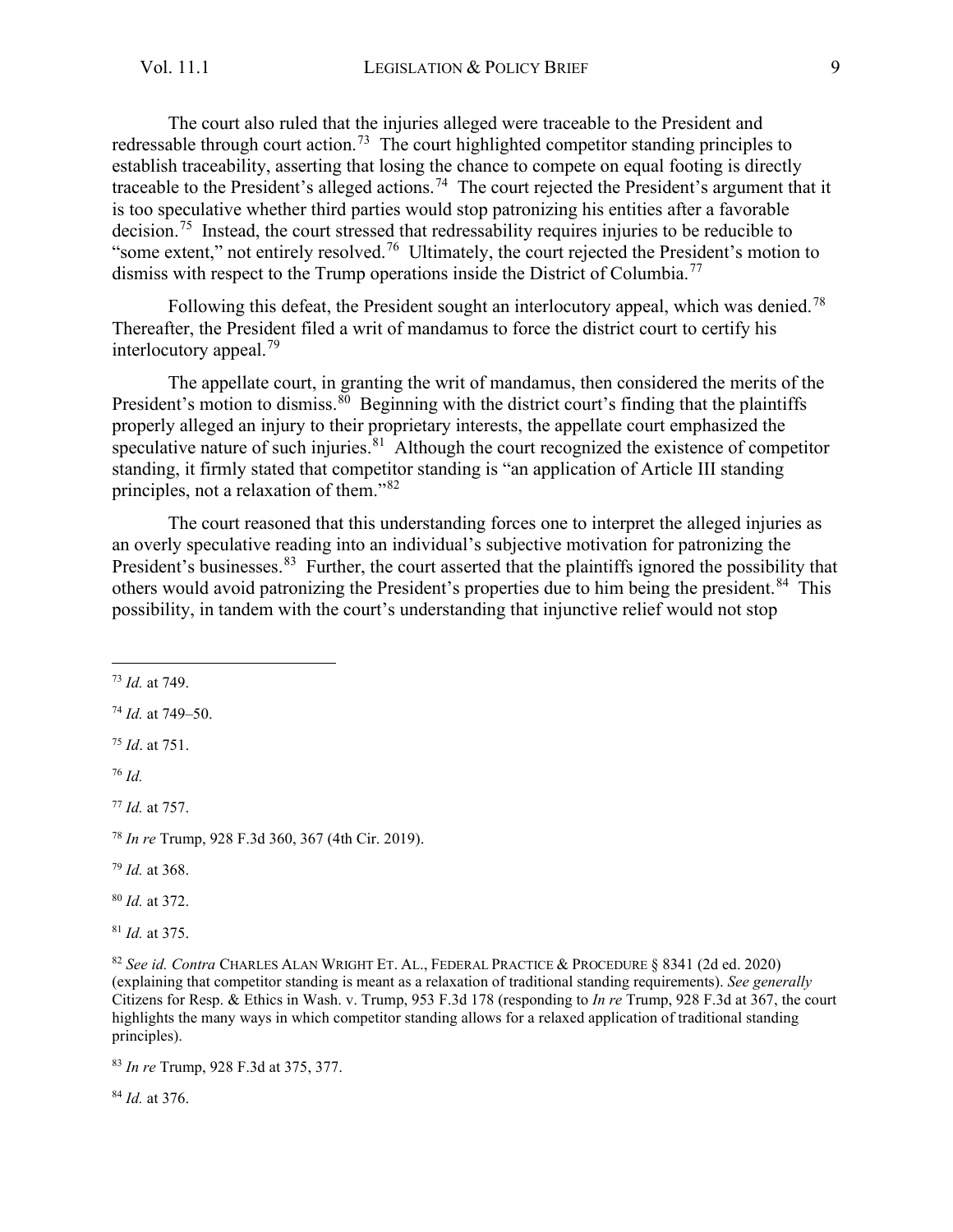The court also ruled that the injuries alleged were traceable to the President and redressable through court action.[73] The court highlighted competitor standing principles to establish traceability, asserting that losing the chance to compete on equal footing is directly traceable to the President's alleged actions.[74] The court rejected the President's argument that it is too speculative whether third parties would stop patronizing his entities after a favorable decision.[75] Instead, the court stressed that redressability requires injuries to be reducible to "some extent," not entirely resolved.[76] Ultimately, the court rejected the President's motion to dismiss with respect to the Trump operations inside the District of Columbia.[77]

Following this defeat, the President sought an interlocutory appeal, which was denied.[78] Thereafter, the President filed a writ of mandamus to force the district court to certify his interlocutory appeal.[79]

The appellate court, in granting the writ of mandamus, then considered the merits of the President's motion to dismiss.[80] Beginning with the district court's finding that the plaintiffs properly alleged an injury to their proprietary interests, the appellate court emphasized the speculative nature of such injuries.[81] Although the court recognized the existence of competitor standing, it firmly stated that competitor standing is "an application of Article III standing principles, not a relaxation of them."[82]

The court reasoned that this understanding forces one to interpret the alleged injuries as an overly speculative reading into an individual's subjective motivation for patronizing the President's businesses.[83] Further, the court asserted that the plaintiffs ignored the possibility that others would avoid patronizing the President's properties due to him being the president.[84] This possibility, in tandem with the court's understanding that injunctive relief would not stop

---

[73] *Id.* at 749.

[74] *Id.* at 749–50.

[75] *Id*. at 751.

[76] *Id.*

[77] *Id.* at 757.

[78] *In re* Trump, 928 F.3d 360, 367 (4th Cir. 2019).

[79] *Id.* at 368.

[80] *Id.* at 372.

[81] *Id.* at 375.

[82] *See id. Contra* CHARLES ALAN WRIGHT ET. AL., FEDERAL PRACTICE & PROCEDURE § 8341 (2d ed. 2020) (explaining that competitor standing is meant as a relaxation of traditional standing requirements). *See generally* Citizens for Resp. & Ethics in Wash. v. Trump, 953 F.3d 178 (responding to *In re* Trump, 928 F.3d at 367, the court highlights the many ways in which competitor standing allows for a relaxed application of traditional standing principles).

[83] *In re* Trump, 928 F.3d at 375, 377.

[84] *Id.* at 376.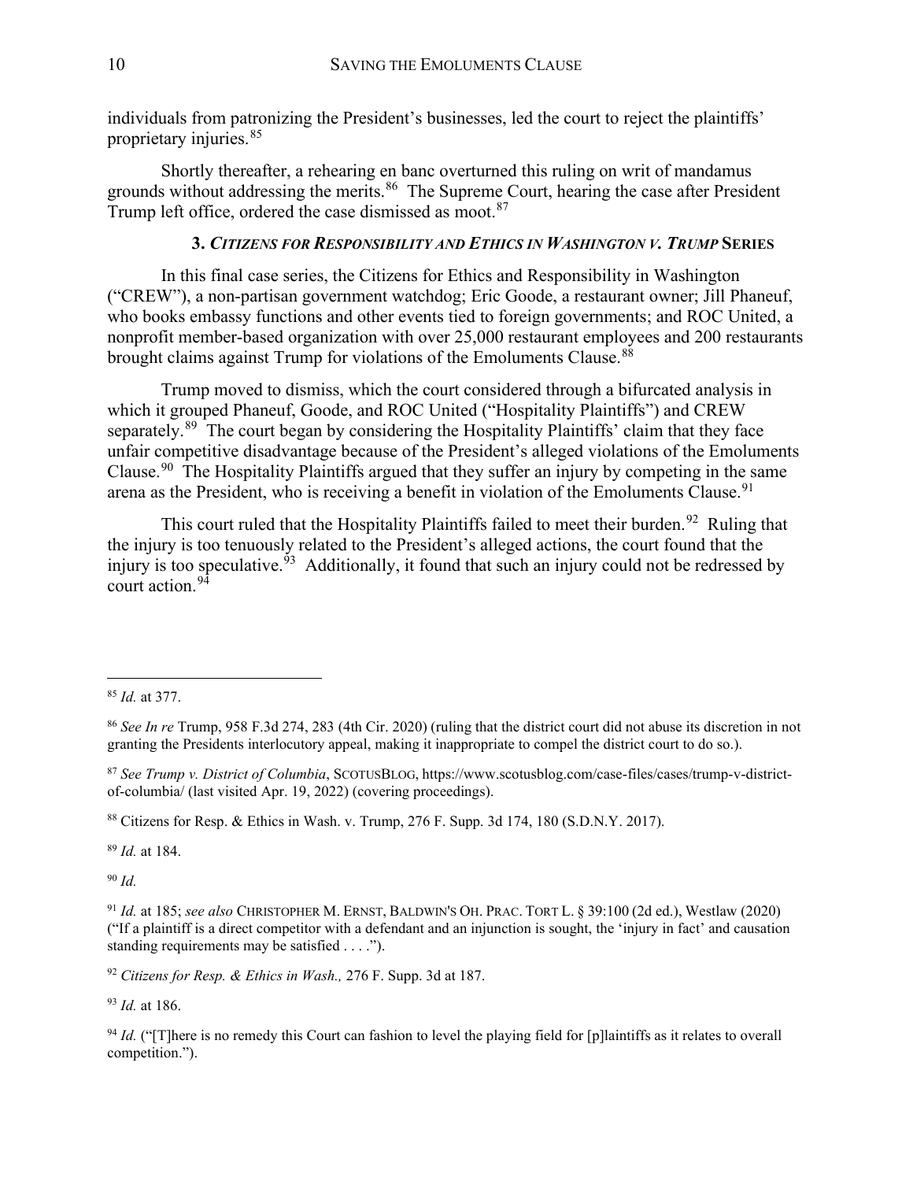individuals from patronizing the President's businesses, led the court to reject the plaintiffs' proprietary injuries.[85]

Shortly thereafter, a rehearing en banc overturned this ruling on writ of mandamus grounds without addressing the merits.[86] The Supreme Court, hearing the case after President Trump left office, ordered the case dismissed as moot.[87]

### 3. *Citizens for Responsibility and Ethics in Washington v. Trump* Series

In this final case series, the Citizens for Ethics and Responsibility in Washington ("CREW"), a non-partisan government watchdog; Eric Goode, a restaurant owner; Jill Phaneuf, who books embassy functions and other events tied to foreign governments; and ROC United, a nonprofit member-based organization with over 25,000 restaurant employees and 200 restaurants brought claims against Trump for violations of the Emoluments Clause.[88]

Trump moved to dismiss, which the court considered through a bifurcated analysis in which it grouped Phaneuf, Goode, and ROC United ("Hospitality Plaintiffs") and CREW separately.[89] The court began by considering the Hospitality Plaintiffs' claim that they face unfair competitive disadvantage because of the President's alleged violations of the Emoluments Clause.[90] The Hospitality Plaintiffs argued that they suffer an injury by competing in the same arena as the President, who is receiving a benefit in violation of the Emoluments Clause.[91]

This court ruled that the Hospitality Plaintiffs failed to meet their burden.[92] Ruling that the injury is too tenuously related to the President's alleged actions, the court found that the injury is too speculative.[93] Additionally, it found that such an injury could not be redressed by court action.[94]

---

[85] *Id.* at 377.

[86] *See In re* Trump, 958 F.3d 274, 283 (4th Cir. 2020) (ruling that the district court did not abuse its discretion in not granting the Presidents interlocutory appeal, making it inappropriate to compel the district court to do so.).

[87] *See Trump v. District of Columbia*, SCOTUSBLOG, https://www.scotusblog.com/case-files/cases/trump-v-district-of-columbia/ (last visited Apr. 19, 2022) (covering proceedings).

[88] Citizens for Resp. & Ethics in Wash. v. Trump, 276 F. Supp. 3d 174, 180 (S.D.N.Y. 2017).

[89] *Id.* at 184.

[90] *Id.*

[91] *Id.* at 185; *see also* CHRISTOPHER M. ERNST, BALDWIN'S OH. PRAC. TORT L. § 39:100 (2d ed.), Westlaw (2020) ("If a plaintiff is a direct competitor with a defendant and an injunction is sought, the 'injury in fact' and causation standing requirements may be satisfied . . . .").

[92] *Citizens for Resp. & Ethics in Wash.,* 276 F. Supp. 3d at 187.

[93] *Id.* at 186.

[94] *Id.* ("[T]here is no remedy this Court can fashion to level the playing field for [p]laintiffs as it relates to overall competition.").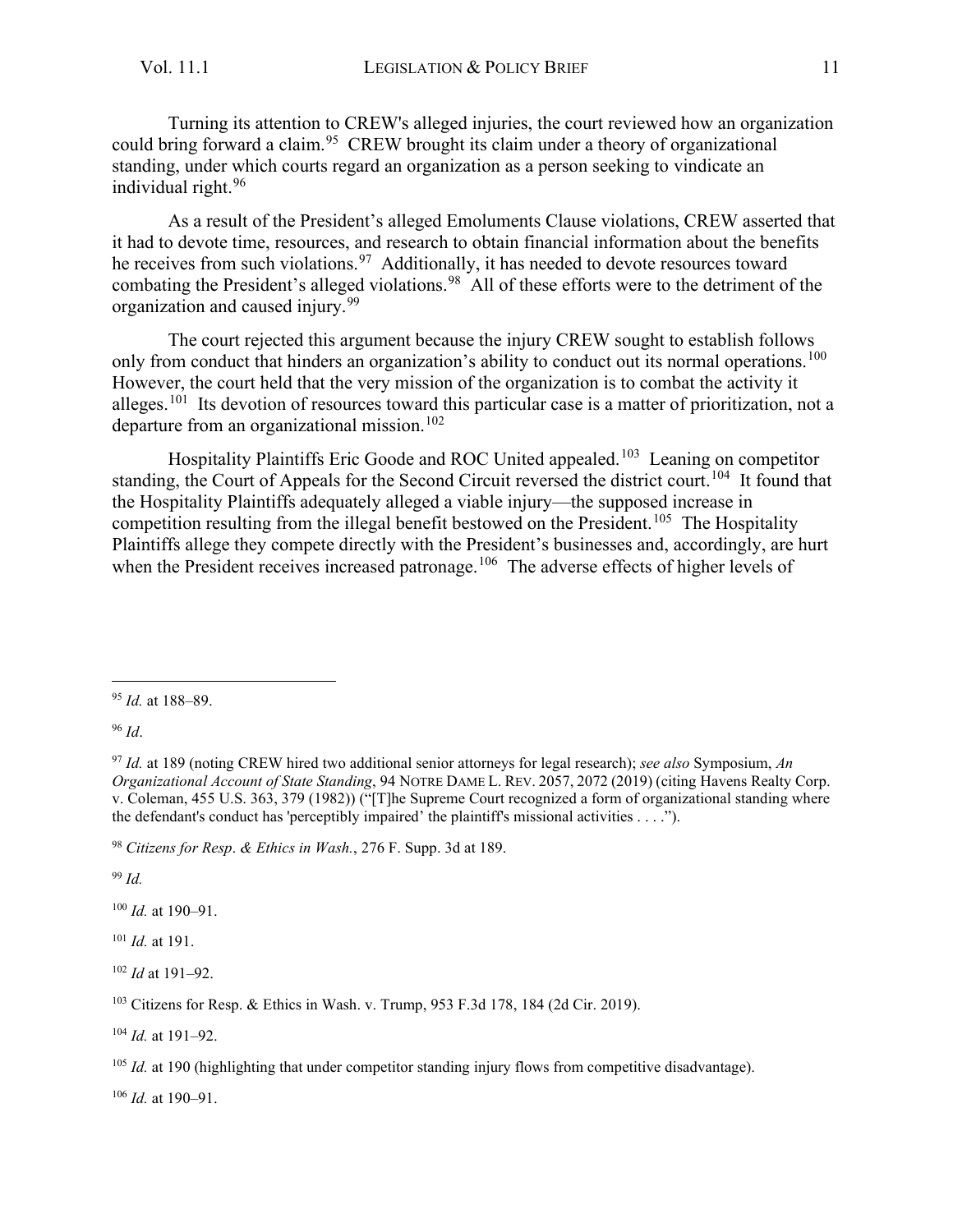Turning its attention to CREW's alleged injuries, the court reviewed how an organization could bring forward a claim.[95] CREW brought its claim under a theory of organizational standing, under which courts regard an organization as a person seeking to vindicate an individual right.[96]

As a result of the President's alleged Emoluments Clause violations, CREW asserted that it had to devote time, resources, and research to obtain financial information about the benefits he receives from such violations.[97] Additionally, it has needed to devote resources toward combating the President's alleged violations.[98] All of these efforts were to the detriment of the organization and caused injury.[99]

The court rejected this argument because the injury CREW sought to establish follows only from conduct that hinders an organization's ability to conduct out its normal operations.[100] However, the court held that the very mission of the organization is to combat the activity it alleges.[101] Its devotion of resources toward this particular case is a matter of prioritization, not a departure from an organizational mission.[102]

Hospitality Plaintiffs Eric Goode and ROC United appealed.[103] Leaning on competitor standing, the Court of Appeals for the Second Circuit reversed the district court.[104] It found that the Hospitality Plaintiffs adequately alleged a viable injury—the supposed increase in competition resulting from the illegal benefit bestowed on the President.[105] The Hospitality Plaintiffs allege they compete directly with the President's businesses and, accordingly, are hurt when the President receives increased patronage.[106] The adverse effects of higher levels of

---

[95] *Id.* at 188–89.

[96] *Id*.

[97] *Id.* at 189 (noting CREW hired two additional senior attorneys for legal research); *see also* Symposium, *An Organizational Account of State Standing*, 94 NOTRE DAME L. REV. 2057, 2072 (2019) (citing Havens Realty Corp. v. Coleman, 455 U.S. 363, 379 (1982)) ("[T]he Supreme Court recognized a form of organizational standing where the defendant's conduct has 'perceptibly impaired' the plaintiff's missional activities . . . .").

[98] *Citizens for Resp. & Ethics in Wash.*, 276 F. Supp. 3d at 189.

[99] *Id.*

[100] *Id.* at 190–91.

[101] *Id.* at 191.

[102] *Id* at 191–92.

[103] Citizens for Resp. & Ethics in Wash. v. Trump, 953 F.3d 178, 184 (2d Cir. 2019).

[104] *Id.* at 191–92.

[105] *Id.* at 190 (highlighting that under competitor standing injury flows from competitive disadvantage).

[106] *Id.* at 190–91.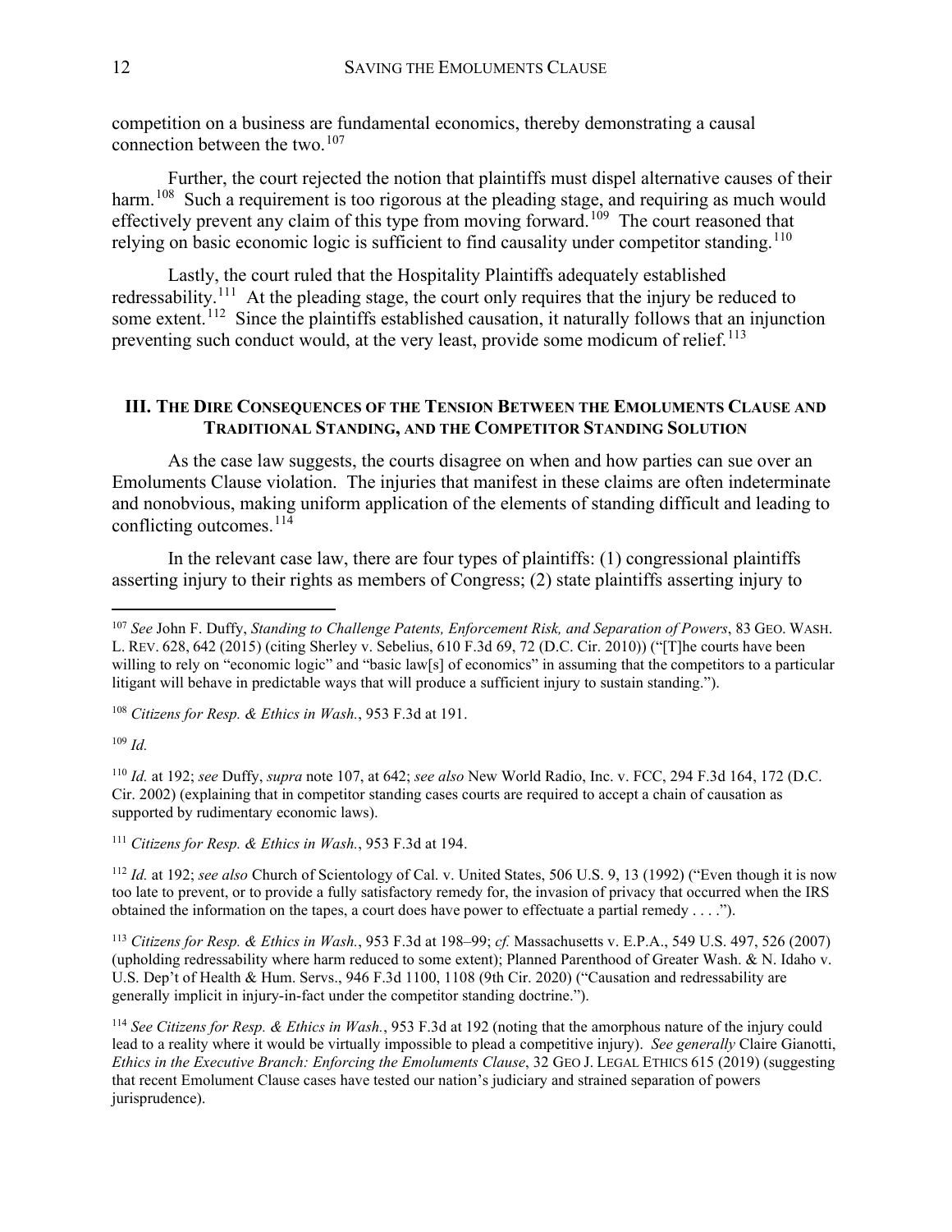competition on a business are fundamental economics, thereby demonstrating a causal connection between the two.[107]

Further, the court rejected the notion that plaintiffs must dispel alternative causes of their harm.[108] Such a requirement is too rigorous at the pleading stage, and requiring as much would effectively prevent any claim of this type from moving forward.[109] The court reasoned that relying on basic economic logic is sufficient to find causality under competitor standing.[110]

Lastly, the court ruled that the Hospitality Plaintiffs adequately established redressability.[111] At the pleading stage, the court only requires that the injury be reduced to some extent.[112] Since the plaintiffs established causation, it naturally follows that an injunction preventing such conduct would, at the very least, provide some modicum of relief.[113]

## III. THE DIRE CONSEQUENCES OF THE TENSION BETWEEN THE EMOLUMENTS CLAUSE AND TRADITIONAL STANDING, AND THE COMPETITOR STANDING SOLUTION

As the case law suggests, the courts disagree on when and how parties can sue over an Emoluments Clause violation. The injuries that manifest in these claims are often indeterminate and nonobvious, making uniform application of the elements of standing difficult and leading to conflicting outcomes.[114]

In the relevant case law, there are four types of plaintiffs: (1) congressional plaintiffs asserting injury to their rights as members of Congress; (2) state plaintiffs asserting injury to

---

[107] *See* John F. Duffy, *Standing to Challenge Patents, Enforcement Risk, and Separation of Powers*, 83 GEO. WASH. L. REV. 628, 642 (2015) (citing Sherley v. Sebelius, 610 F.3d 69, 72 (D.C. Cir. 2010)) ("[T]he courts have been willing to rely on "economic logic" and "basic law[s] of economics" in assuming that the competitors to a particular litigant will behave in predictable ways that will produce a sufficient injury to sustain standing.").

[108] *Citizens for Resp. & Ethics in Wash.*, 953 F.3d at 191.

[109] *Id.*

[110] *Id.* at 192; *see* Duffy, *supra* note 107, at 642; *see also* New World Radio, Inc. v. FCC, 294 F.3d 164, 172 (D.C. Cir. 2002) (explaining that in competitor standing cases courts are required to accept a chain of causation as supported by rudimentary economic laws).

[111] *Citizens for Resp. & Ethics in Wash.*, 953 F.3d at 194.

[112] *Id.* at 192; *see also* Church of Scientology of Cal. v. United States, 506 U.S. 9, 13 (1992) ("Even though it is now too late to prevent, or to provide a fully satisfactory remedy for, the invasion of privacy that occurred when the IRS obtained the information on the tapes, a court does have power to effectuate a partial remedy . . . .").

[113] *Citizens for Resp. & Ethics in Wash.*, 953 F.3d at 198–99; *cf.* Massachusetts v. E.P.A., 549 U.S. 497, 526 (2007) (upholding redressability where harm reduced to some extent); Planned Parenthood of Greater Wash. & N. Idaho v. U.S. Dep't of Health & Hum. Servs., 946 F.3d 1100, 1108 (9th Cir. 2020) ("Causation and redressability are generally implicit in injury-in-fact under the competitor standing doctrine.").

[114] *See Citizens for Resp. & Ethics in Wash.*, 953 F.3d at 192 (noting that the amorphous nature of the injury could lead to a reality where it would be virtually impossible to plead a competitive injury). *See generally* Claire Gianotti, *Ethics in the Executive Branch: Enforcing the Emoluments Clause*, 32 GEO J. LEGAL ETHICS 615 (2019) (suggesting that recent Emolument Clause cases have tested our nation's judiciary and strained separation of powers jurisprudence).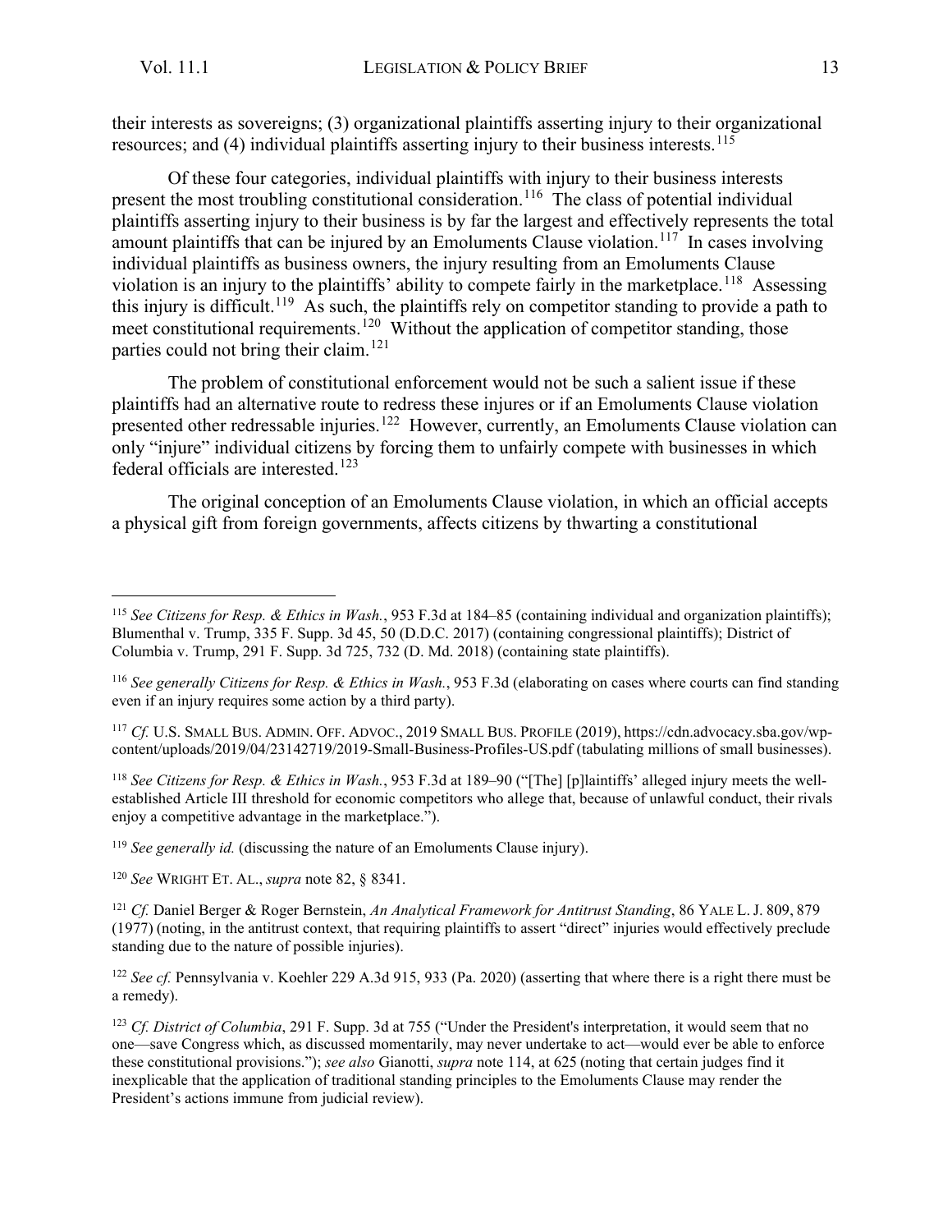their interests as sovereigns; (3) organizational plaintiffs asserting injury to their organizational resources; and (4) individual plaintiffs asserting injury to their business interests.[115]

Of these four categories, individual plaintiffs with injury to their business interests present the most troubling constitutional consideration.[116] The class of potential individual plaintiffs asserting injury to their business is by far the largest and effectively represents the total amount plaintiffs that can be injured by an Emoluments Clause violation.[117] In cases involving individual plaintiffs as business owners, the injury resulting from an Emoluments Clause violation is an injury to the plaintiffs' ability to compete fairly in the marketplace.[118] Assessing this injury is difficult.[119] As such, the plaintiffs rely on competitor standing to provide a path to meet constitutional requirements.[120] Without the application of competitor standing, those parties could not bring their claim.[121]

The problem of constitutional enforcement would not be such a salient issue if these plaintiffs had an alternative route to redress these injures or if an Emoluments Clause violation presented other redressable injuries.[122] However, currently, an Emoluments Clause violation can only "injure" individual citizens by forcing them to unfairly compete with businesses in which federal officials are interested.[123]

The original conception of an Emoluments Clause violation, in which an official accepts a physical gift from foreign governments, affects citizens by thwarting a constitutional

---

[115] *See Citizens for Resp. & Ethics in Wash.*, 953 F.3d at 184–85 (containing individual and organization plaintiffs); Blumenthal v. Trump, 335 F. Supp. 3d 45, 50 (D.D.C. 2017) (containing congressional plaintiffs); District of Columbia v. Trump, 291 F. Supp. 3d 725, 732 (D. Md. 2018) (containing state plaintiffs).

[116] *See generally Citizens for Resp. & Ethics in Wash.*, 953 F.3d (elaborating on cases where courts can find standing even if an injury requires some action by a third party).

[117] *Cf.* U.S. SMALL BUS. ADMIN. OFF. ADVOC., 2019 SMALL BUS. PROFILE (2019), https://cdn.advocacy.sba.gov/wp-content/uploads/2019/04/23142719/2019-Small-Business-Profiles-US.pdf (tabulating millions of small businesses).

[118] *See Citizens for Resp. & Ethics in Wash.*, 953 F.3d at 189–90 ("[The] [p]laintiffs' alleged injury meets the well-established Article III threshold for economic competitors who allege that, because of unlawful conduct, their rivals enjoy a competitive advantage in the marketplace.").

[119] *See generally id.* (discussing the nature of an Emoluments Clause injury).

[120] *See* WRIGHT ET. AL., *supra* note 82, § 8341.

[121] *Cf.* Daniel Berger & Roger Bernstein, *An Analytical Framework for Antitrust Standing*, 86 YALE L. J. 809, 879 (1977) (noting, in the antitrust context, that requiring plaintiffs to assert "direct" injuries would effectively preclude standing due to the nature of possible injuries).

[122] *See cf.* Pennsylvania v. Koehler 229 A.3d 915, 933 (Pa. 2020) (asserting that where there is a right there must be a remedy).

[123] *Cf. District of Columbia*, 291 F. Supp. 3d at 755 ("Under the President's interpretation, it would seem that no one—save Congress which, as discussed momentarily, may never undertake to act—would ever be able to enforce these constitutional provisions."); *see also* Gianotti, *supra* note 114, at 625 (noting that certain judges find it inexplicable that the application of traditional standing principles to the Emoluments Clause may render the President's actions immune from judicial review).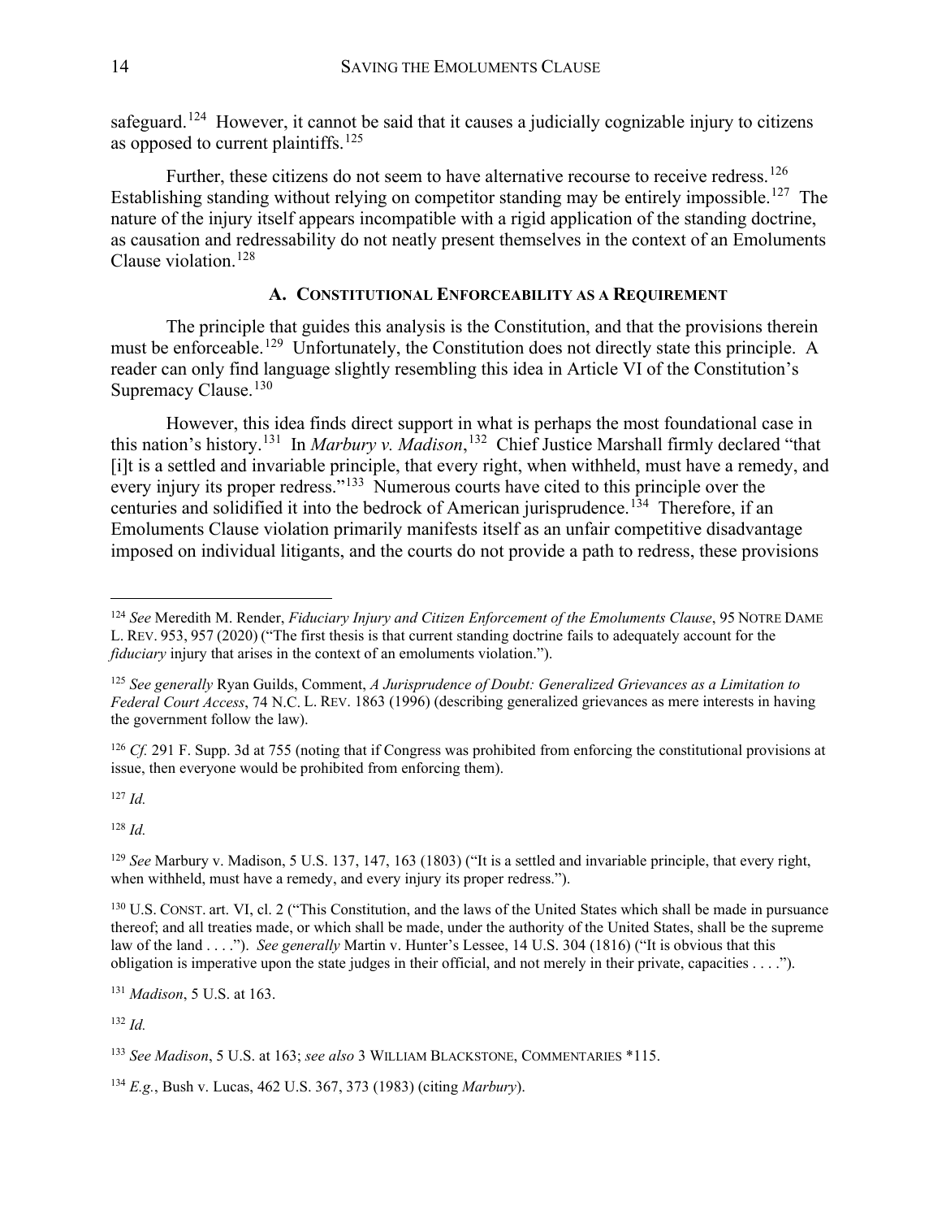safeguard.[124] However, it cannot be said that it causes a judicially cognizable injury to citizens as opposed to current plaintiffs.[125]

Further, these citizens do not seem to have alternative recourse to receive redress.[126] Establishing standing without relying on competitor standing may be entirely impossible.[127] The nature of the injury itself appears incompatible with a rigid application of the standing doctrine, as causation and redressability do not neatly present themselves in the context of an Emoluments Clause violation.[128]

## A. Constitutional Enforceability as a Requirement

The principle that guides this analysis is the Constitution, and that the provisions therein must be enforceable.[129] Unfortunately, the Constitution does not directly state this principle. A reader can only find language slightly resembling this idea in Article VI of the Constitution's Supremacy Clause.[130]

However, this idea finds direct support in what is perhaps the most foundational case in this nation's history.[131] In *Marbury v. Madison*,[132] Chief Justice Marshall firmly declared "that [i]t is a settled and invariable principle, that every right, when withheld, must have a remedy, and every injury its proper redress."[133] Numerous courts have cited to this principle over the centuries and solidified it into the bedrock of American jurisprudence.[134] Therefore, if an Emoluments Clause violation primarily manifests itself as an unfair competitive disadvantage imposed on individual litigants, and the courts do not provide a path to redress, these provisions

---

[124] *See* Meredith M. Render, *Fiduciary Injury and Citizen Enforcement of the Emoluments Clause*, 95 NOTRE DAME L. REV. 953, 957 (2020) ("The first thesis is that current standing doctrine fails to adequately account for the *fiduciary* injury that arises in the context of an emoluments violation.").

[125] *See generally* Ryan Guilds, Comment, *A Jurisprudence of Doubt: Generalized Grievances as a Limitation to Federal Court Access*, 74 N.C. L. REV. 1863 (1996) (describing generalized grievances as mere interests in having the government follow the law).

[126] *Cf.* 291 F. Supp. 3d at 755 (noting that if Congress was prohibited from enforcing the constitutional provisions at issue, then everyone would be prohibited from enforcing them).

[127] *Id.*

[128] *Id.*

[129] *See* Marbury v. Madison, 5 U.S. 137, 147, 163 (1803) ("It is a settled and invariable principle, that every right, when withheld, must have a remedy, and every injury its proper redress.").

[130] U.S. CONST. art. VI, cl. 2 ("This Constitution, and the laws of the United States which shall be made in pursuance thereof; and all treaties made, or which shall be made, under the authority of the United States, shall be the supreme law of the land . . . ."). *See generally* Martin v. Hunter's Lessee, 14 U.S. 304 (1816) ("It is obvious that this obligation is imperative upon the state judges in their official, and not merely in their private, capacities . . . .").

[131] *Madison*, 5 U.S. at 163.

[132] *Id.*

[133] *See Madison*, 5 U.S. at 163; *see also* 3 WILLIAM BLACKSTONE, COMMENTARIES *115.

[134] *E.g.*, Bush v. Lucas, 462 U.S. 367, 373 (1983) (citing *Marbury*).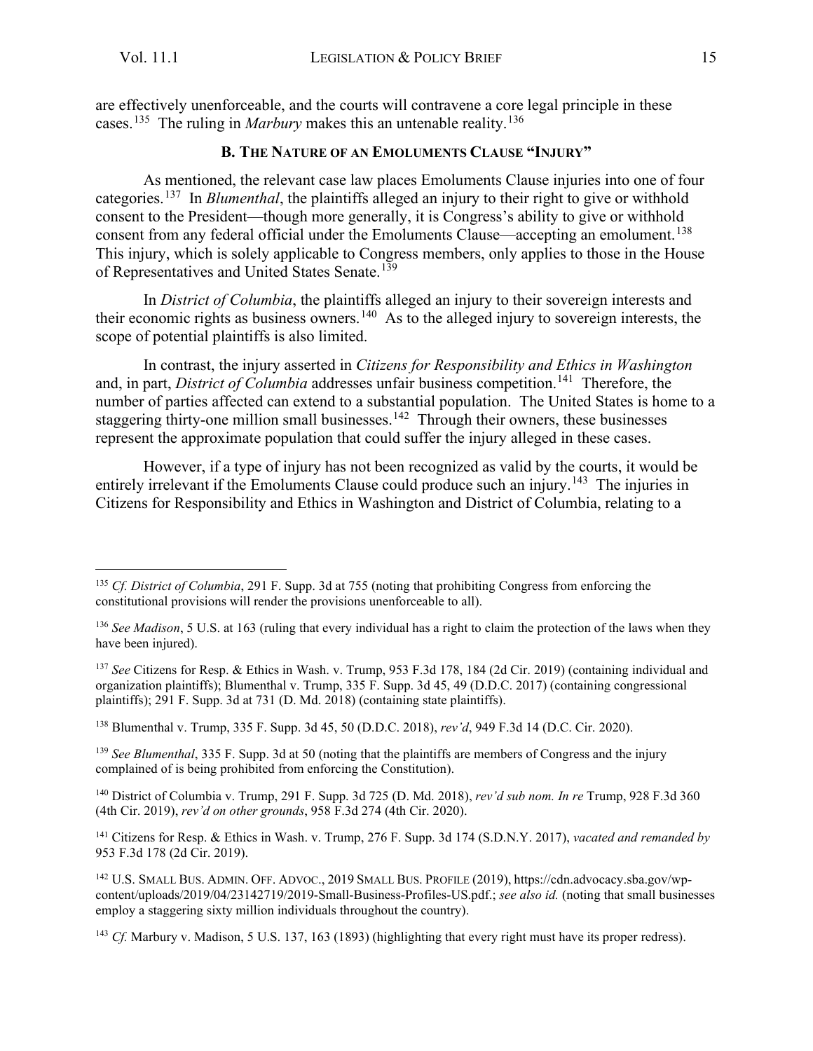are effectively unenforceable, and the courts will contravene a core legal principle in these cases.[135] The ruling in *Marbury* makes this an untenable reality.[136]

### B. The Nature of an Emoluments Clause "Injury"

As mentioned, the relevant case law places Emoluments Clause injuries into one of four categories.[137] In *Blumenthal*, the plaintiffs alleged an injury to their right to give or withhold consent to the President—though more generally, it is Congress's ability to give or withhold consent from any federal official under the Emoluments Clause—accepting an emolument.[138] This injury, which is solely applicable to Congress members, only applies to those in the House of Representatives and United States Senate.[139]

In *District of Columbia*, the plaintiffs alleged an injury to their sovereign interests and their economic rights as business owners.[140] As to the alleged injury to sovereign interests, the scope of potential plaintiffs is also limited.

In contrast, the injury asserted in *Citizens for Responsibility and Ethics in Washington* and, in part, *District of Columbia* addresses unfair business competition.[141] Therefore, the number of parties affected can extend to a substantial population. The United States is home to a staggering thirty-one million small businesses.[142] Through their owners, these businesses represent the approximate population that could suffer the injury alleged in these cases.

However, if a type of injury has not been recognized as valid by the courts, it would be entirely irrelevant if the Emoluments Clause could produce such an injury.[143] The injuries in Citizens for Responsibility and Ethics in Washington and District of Columbia, relating to a

---

[135] *Cf. District of Columbia*, 291 F. Supp. 3d at 755 (noting that prohibiting Congress from enforcing the constitutional provisions will render the provisions unenforceable to all).

[136] *See Madison*, 5 U.S. at 163 (ruling that every individual has a right to claim the protection of the laws when they have been injured).

[137] *See* Citizens for Resp. & Ethics in Wash. v. Trump, 953 F.3d 178, 184 (2d Cir. 2019) (containing individual and organization plaintiffs); Blumenthal v. Trump, 335 F. Supp. 3d 45, 49 (D.D.C. 2017) (containing congressional plaintiffs); 291 F. Supp. 3d at 731 (D. Md. 2018) (containing state plaintiffs).

[138] Blumenthal v. Trump, 335 F. Supp. 3d 45, 50 (D.D.C. 2018), *rev'd*, 949 F.3d 14 (D.C. Cir. 2020).

[139] *See Blumenthal*, 335 F. Supp. 3d at 50 (noting that the plaintiffs are members of Congress and the injury complained of is being prohibited from enforcing the Constitution).

[140] District of Columbia v. Trump, 291 F. Supp. 3d 725 (D. Md. 2018), *rev'd sub nom. In re* Trump, 928 F.3d 360 (4th Cir. 2019), *rev'd on other grounds*, 958 F.3d 274 (4th Cir. 2020).

[141] Citizens for Resp. & Ethics in Wash. v. Trump, 276 F. Supp. 3d 174 (S.D.N.Y. 2017), *vacated and remanded by* 953 F.3d 178 (2d Cir. 2019).

[142] U.S. Small Bus. Admin. Off. Advoc., 2019 Small Bus. Profile (2019), https://cdn.advocacy.sba.gov/wp-content/uploads/2019/04/23142719/2019-Small-Business-Profiles-US.pdf.; *see also id.* (noting that small businesses employ a staggering sixty million individuals throughout the country).

[143] *Cf.* Marbury v. Madison, 5 U.S. 137, 163 (1893) (highlighting that every right must have its proper redress).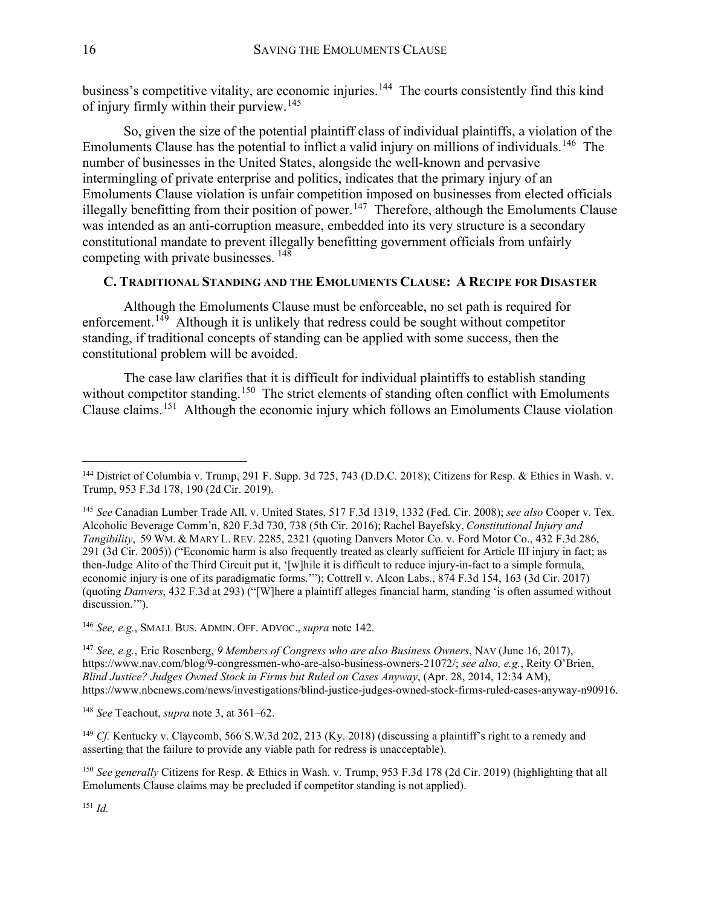business's competitive vitality, are economic injuries.[144] The courts consistently find this kind of injury firmly within their purview.[145]

So, given the size of the potential plaintiff class of individual plaintiffs, a violation of the Emoluments Clause has the potential to inflict a valid injury on millions of individuals.[146] The number of businesses in the United States, alongside the well-known and pervasive intermingling of private enterprise and politics, indicates that the primary injury of an Emoluments Clause violation is unfair competition imposed on businesses from elected officials illegally benefitting from their position of power.[147] Therefore, although the Emoluments Clause was intended as an anti-corruption measure, embedded into its very structure is a secondary constitutional mandate to prevent illegally benefitting government officials from unfairly competing with private businesses.[148]

### C. Traditional Standing and the Emoluments Clause: A Recipe for Disaster

Although the Emoluments Clause must be enforceable, no set path is required for enforcement.[149] Although it is unlikely that redress could be sought without competitor standing, if traditional concepts of standing can be applied with some success, then the constitutional problem will be avoided.

The case law clarifies that it is difficult for individual plaintiffs to establish standing without competitor standing.[150] The strict elements of standing often conflict with Emoluments Clause claims.[151] Although the economic injury which follows an Emoluments Clause violation

---

[144] District of Columbia v. Trump, 291 F. Supp. 3d 725, 743 (D.D.C. 2018); Citizens for Resp. & Ethics in Wash. v. Trump, 953 F.3d 178, 190 (2d Cir. 2019).

[145] *See* Canadian Lumber Trade All. v. United States, 517 F.3d 1319, 1332 (Fed. Cir. 2008); *see also* Cooper v. Tex. Alcoholic Beverage Comm'n, 820 F.3d 730, 738 (5th Cir. 2016); Rachel Bayefsky, *Constitutional Injury and Tangibility*, 59 Wm. & Mary L. Rev. 2285, 2321 (quoting Danvers Motor Co. v. Ford Motor Co., 432 F.3d 286, 291 (3d Cir. 2005)) ("Economic harm is also frequently treated as clearly sufficient for Article III injury in fact; as then-Judge Alito of the Third Circuit put it, '[w]hile it is difficult to reduce injury-in-fact to a simple formula, economic injury is one of its paradigmatic forms.'"); Cottrell v. Alcon Labs., 874 F.3d 154, 163 (3d Cir. 2017) (quoting *Danvers*, 432 F.3d at 293) ("[W]here a plaintiff alleges financial harm, standing 'is often assumed without discussion.'").

[146] *See, e.g.*, Small Bus. Admin. Off. Advoc., *supra* note 142.

[147] *See, e.g.*, Eric Rosenberg, *9 Members of Congress who are also Business Owners*, Nav (June 16, 2017), https://www.nav.com/blog/9-congressmen-who-are-also-business-owners-21072/; *see also, e.g.*, Reity O'Brien, *Blind Justice? Judges Owned Stock in Firms but Ruled on Cases Anyway*, (Apr. 28, 2014, 12:34 AM), https://www.nbcnews.com/news/investigations/blind-justice-judges-owned-stock-firms-ruled-cases-anyway-n90916.

[148] *See* Teachout, *supra* note 3, at 361–62.

[149] *Cf.* Kentucky v. Claycomb, 566 S.W.3d 202, 213 (Ky. 2018) (discussing a plaintiff's right to a remedy and asserting that the failure to provide any viable path for redress is unacceptable).

[150] *See generally* Citizens for Resp. & Ethics in Wash. v. Trump, 953 F.3d 178 (2d Cir. 2019) (highlighting that all Emoluments Clause claims may be precluded if competitor standing is not applied).

[151] *Id.*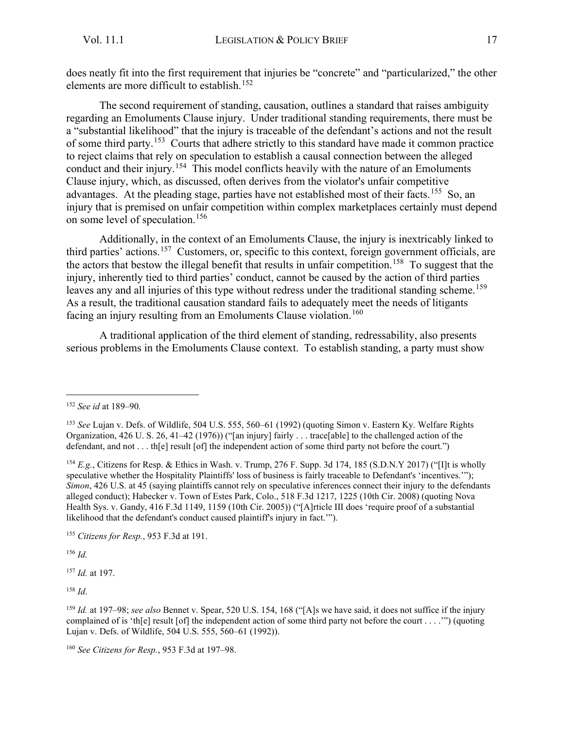does neatly fit into the first requirement that injuries be "concrete" and "particularized," the other elements are more difficult to establish.[152]

The second requirement of standing, causation, outlines a standard that raises ambiguity regarding an Emoluments Clause injury. Under traditional standing requirements, there must be a "substantial likelihood" that the injury is traceable of the defendant's actions and not the result of some third party.[153] Courts that adhere strictly to this standard have made it common practice to reject claims that rely on speculation to establish a causal connection between the alleged conduct and their injury.[154] This model conflicts heavily with the nature of an Emoluments Clause injury, which, as discussed, often derives from the violator's unfair competitive advantages. At the pleading stage, parties have not established most of their facts.[155] So, an injury that is premised on unfair competition within complex marketplaces certainly must depend on some level of speculation.[156]

Additionally, in the context of an Emoluments Clause, the injury is inextricably linked to third parties' actions.[157] Customers, or, specific to this context, foreign government officials, are the actors that bestow the illegal benefit that results in unfair competition.[158] To suggest that the injury, inherently tied to third parties' conduct, cannot be caused by the action of third parties leaves any and all injuries of this type without redress under the traditional standing scheme.[159] As a result, the traditional causation standard fails to adequately meet the needs of litigants facing an injury resulting from an Emoluments Clause violation.[160]

A traditional application of the third element of standing, redressability, also presents serious problems in the Emoluments Clause context. To establish standing, a party must show

---

[152] *See id* at 189–90*.*

[153] *See* Lujan v. Defs. of Wildlife, 504 U.S. 555, 560–61 (1992) (quoting Simon v. Eastern Ky. Welfare Rights Organization, 426 U. S. 26, 41–42 (1976)) ("[an injury] fairly . . . trace[able] to the challenged action of the defendant, and not . . . th[e] result [of] the independent action of some third party not before the court.")

[154] *E.g.*, Citizens for Resp. & Ethics in Wash. v. Trump, 276 F. Supp. 3d 174, 185 (S.D.N.Y 2017) ("[I]t is wholly speculative whether the Hospitality Plaintiffs' loss of business is fairly traceable to Defendant's 'incentives.'"); *Simon*, 426 U.S. at 45 (saying plaintiffs cannot rely on speculative inferences connect their injury to the defendants alleged conduct); Habecker v. Town of Estes Park, Colo., 518 F.3d 1217, 1225 (10th Cir. 2008) (quoting Nova Health Sys. v. Gandy, 416 F.3d 1149, 1159 (10th Cir. 2005)) ("[A]rticle III does 'require proof of a substantial likelihood that the defendant's conduct caused plaintiff's injury in fact.'").

[155] *Citizens for Resp.*, 953 F.3d at 191.

[156] *Id.*

[157] *Id.* at 197.

[158] *Id*.

[159] *Id.* at 197–98; *see also* Bennet v. Spear, 520 U.S. 154, 168 ("[A]s we have said, it does not suffice if the injury complained of is 'th[e] result [of] the independent action of some third party not before the court . . . .'") (quoting Lujan v. Defs. of Wildlife, 504 U.S. 555, 560–61 (1992)).

[160] *See Citizens for Resp.*, 953 F.3d at 197–98.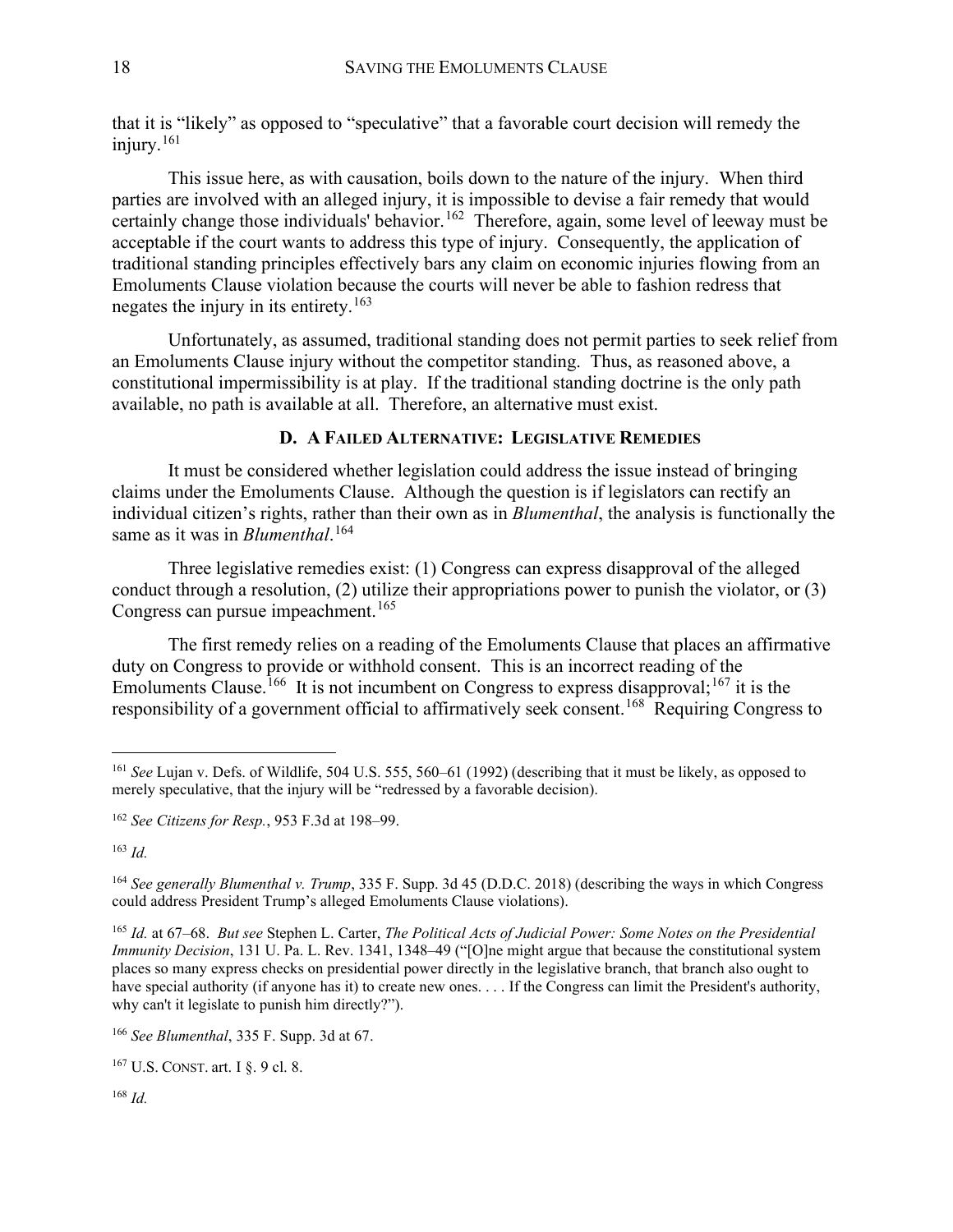that it is "likely" as opposed to "speculative" that a favorable court decision will remedy the injury.[161]

This issue here, as with causation, boils down to the nature of the injury. When third parties are involved with an alleged injury, it is impossible to devise a fair remedy that would certainly change those individuals' behavior.[162] Therefore, again, some level of leeway must be acceptable if the court wants to address this type of injury. Consequently, the application of traditional standing principles effectively bars any claim on economic injuries flowing from an Emoluments Clause violation because the courts will never be able to fashion redress that negates the injury in its entirety.[163]

Unfortunately, as assumed, traditional standing does not permit parties to seek relief from an Emoluments Clause injury without the competitor standing. Thus, as reasoned above, a constitutional impermissibility is at play. If the traditional standing doctrine is the only path available, no path is available at all. Therefore, an alternative must exist.

### D. A Failed Alternative: Legislative Remedies

It must be considered whether legislation could address the issue instead of bringing claims under the Emoluments Clause. Although the question is if legislators can rectify an individual citizen's rights, rather than their own as in *Blumenthal*, the analysis is functionally the same as it was in *Blumenthal*.[164]

Three legislative remedies exist: (1) Congress can express disapproval of the alleged conduct through a resolution, (2) utilize their appropriations power to punish the violator, or (3) Congress can pursue impeachment.[165]

The first remedy relies on a reading of the Emoluments Clause that places an affirmative duty on Congress to provide or withhold consent. This is an incorrect reading of the Emoluments Clause.[166] It is not incumbent on Congress to express disapproval;[167] it is the responsibility of a government official to affirmatively seek consent.[168] Requiring Congress to

---

[161] *See* Lujan v. Defs. of Wildlife, 504 U.S. 555, 560–61 (1992) (describing that it must be likely, as opposed to merely speculative, that the injury will be "redressed by a favorable decision).

[162] *See Citizens for Resp.*, 953 F.3d at 198–99.

[163] *Id.*

[164] *See generally Blumenthal v. Trump*, 335 F. Supp. 3d 45 (D.D.C. 2018) (describing the ways in which Congress could address President Trump's alleged Emoluments Clause violations).

[165] *Id.* at 67–68. *But see* Stephen L. Carter, *The Political Acts of Judicial Power: Some Notes on the Presidential Immunity Decision*, 131 U. Pa. L. Rev. 1341, 1348–49 ("[O]ne might argue that because the constitutional system places so many express checks on presidential power directly in the legislative branch, that branch also ought to have special authority (if anyone has it) to create new ones. . . . If the Congress can limit the President's authority, why can't it legislate to punish him directly?").

[166] *See Blumenthal*, 335 F. Supp. 3d at 67.

[167] U.S. CONST. art. I §. 9 cl. 8.

[168] *Id.*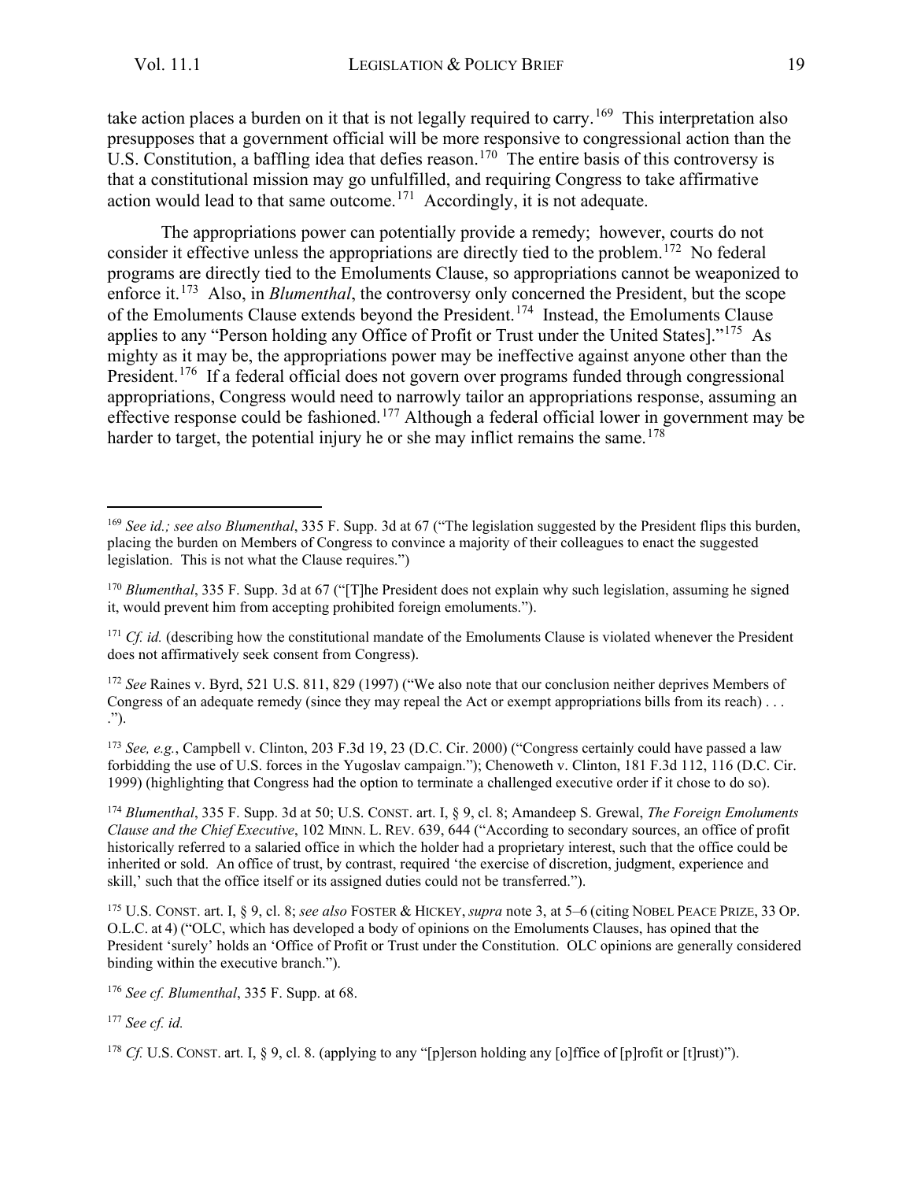take action places a burden on it that is not legally required to carry.[169] This interpretation also presupposes that a government official will be more responsive to congressional action than the U.S. Constitution, a baffling idea that defies reason.[170] The entire basis of this controversy is that a constitutional mission may go unfulfilled, and requiring Congress to take affirmative action would lead to that same outcome.[171] Accordingly, it is not adequate.

The appropriations power can potentially provide a remedy; however, courts do not consider it effective unless the appropriations are directly tied to the problem.[172] No federal programs are directly tied to the Emoluments Clause, so appropriations cannot be weaponized to enforce it.[173] Also, in *Blumenthal*, the controversy only concerned the President, but the scope of the Emoluments Clause extends beyond the President.[174] Instead, the Emoluments Clause applies to any "Person holding any Office of Profit or Trust under the United States]."[175] As mighty as it may be, the appropriations power may be ineffective against anyone other than the President.[176] If a federal official does not govern over programs funded through congressional appropriations, Congress would need to narrowly tailor an appropriations response, assuming an effective response could be fashioned.[177] Although a federal official lower in government may be harder to target, the potential injury he or she may inflict remains the same.[178]

---

[169] *See id.; see also Blumenthal*, 335 F. Supp. 3d at 67 ("The legislation suggested by the President flips this burden, placing the burden on Members of Congress to convince a majority of their colleagues to enact the suggested legislation. This is not what the Clause requires.")

[170] *Blumenthal*, 335 F. Supp. 3d at 67 ("[T]he President does not explain why such legislation, assuming he signed it, would prevent him from accepting prohibited foreign emoluments.").

[171] *Cf. id.* (describing how the constitutional mandate of the Emoluments Clause is violated whenever the President does not affirmatively seek consent from Congress).

[172] *See* Raines v. Byrd, 521 U.S. 811, 829 (1997) ("We also note that our conclusion neither deprives Members of Congress of an adequate remedy (since they may repeal the Act or exempt appropriations bills from its reach) . . . .").

[173] *See, e.g.*, Campbell v. Clinton, 203 F.3d 19, 23 (D.C. Cir. 2000) ("Congress certainly could have passed a law forbidding the use of U.S. forces in the Yugoslav campaign."); Chenoweth v. Clinton, 181 F.3d 112, 116 (D.C. Cir. 1999) (highlighting that Congress had the option to terminate a challenged executive order if it chose to do so).

[174] *Blumenthal*, 335 F. Supp. 3d at 50; U.S. CONST. art. I, § 9, cl. 8; Amandeep S. Grewal, *The Foreign Emoluments Clause and the Chief Executive*, 102 MINN. L. REV. 639, 644 ("According to secondary sources, an office of profit historically referred to a salaried office in which the holder had a proprietary interest, such that the office could be inherited or sold. An office of trust, by contrast, required 'the exercise of discretion, judgment, experience and skill,' such that the office itself or its assigned duties could not be transferred.").

[175] U.S. CONST. art. I, § 9, cl. 8; *see also* FOSTER & HICKEY, *supra* note 3, at 5–6 (citing NOBEL PEACE PRIZE, 33 OP. O.L.C. at 4) ("OLC, which has developed a body of opinions on the Emoluments Clauses, has opined that the President 'surely' holds an 'Office of Profit or Trust under the Constitution. OLC opinions are generally considered binding within the executive branch.").

[176] *See cf. Blumenthal*, 335 F. Supp. at 68.

[177] *See cf. id.*

[178] *Cf.* U.S. CONST. art. I, § 9, cl. 8. (applying to any "[p]erson holding any [o]ffice of [p]rofit or [t]rust)").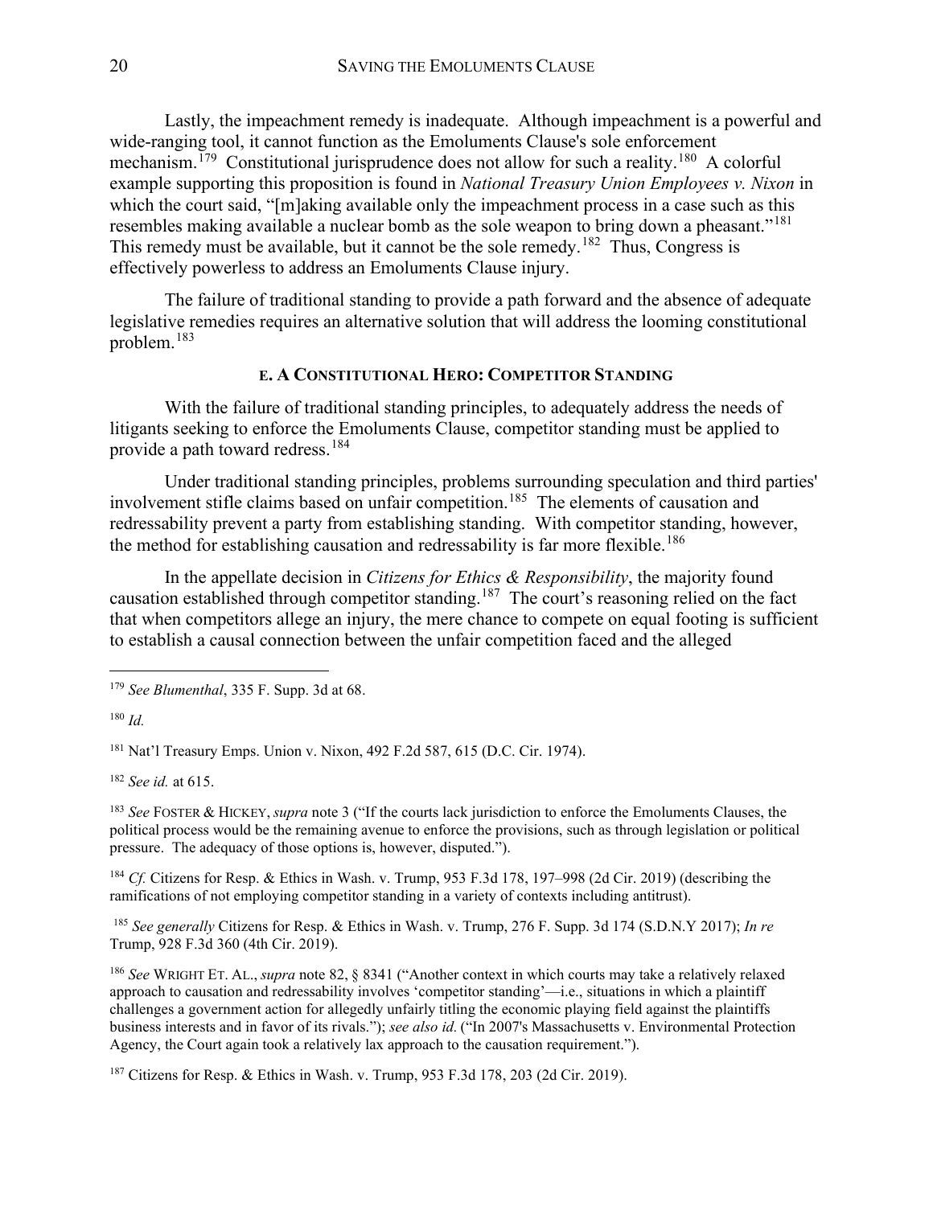Lastly, the impeachment remedy is inadequate. Although impeachment is a powerful and wide-ranging tool, it cannot function as the Emoluments Clause's sole enforcement mechanism.[179] Constitutional jurisprudence does not allow for such a reality.[180] A colorful example supporting this proposition is found in *National Treasury Union Employees v. Nixon* in which the court said, "[m]aking available only the impeachment process in a case such as this resembles making available a nuclear bomb as the sole weapon to bring down a pheasant."[181] This remedy must be available, but it cannot be the sole remedy.[182] Thus, Congress is effectively powerless to address an Emoluments Clause injury.

The failure of traditional standing to provide a path forward and the absence of adequate legislative remedies requires an alternative solution that will address the looming constitutional problem.[183]

### E. A CONSTITUTIONAL HERO: COMPETITOR STANDING

With the failure of traditional standing principles, to adequately address the needs of litigants seeking to enforce the Emoluments Clause, competitor standing must be applied to provide a path toward redress.[184]

Under traditional standing principles, problems surrounding speculation and third parties' involvement stifle claims based on unfair competition.[185] The elements of causation and redressability prevent a party from establishing standing. With competitor standing, however, the method for establishing causation and redressability is far more flexible.[186]

In the appellate decision in *Citizens for Ethics & Responsibility*, the majority found causation established through competitor standing.[187] The court's reasoning relied on the fact that when competitors allege an injury, the mere chance to compete on equal footing is sufficient to establish a causal connection between the unfair competition faced and the alleged

---

[179] *See Blumenthal*, 335 F. Supp. 3d at 68.

[180] *Id.*

[181] Nat'l Treasury Emps. Union v. Nixon, 492 F.2d 587, 615 (D.C. Cir. 1974).

[182] *See id.* at 615.

[183] *See* FOSTER & HICKEY, *supra* note 3 ("If the courts lack jurisdiction to enforce the Emoluments Clauses, the political process would be the remaining avenue to enforce the provisions, such as through legislation or political pressure. The adequacy of those options is, however, disputed.").

[184] *Cf.* Citizens for Resp. & Ethics in Wash. v. Trump, 953 F.3d 178, 197–998 (2d Cir. 2019) (describing the ramifications of not employing competitor standing in a variety of contexts including antitrust).

[185] *See generally* Citizens for Resp. & Ethics in Wash. v. Trump, 276 F. Supp. 3d 174 (S.D.N.Y 2017); *In re* Trump, 928 F.3d 360 (4th Cir. 2019).

[186] *See* WRIGHT ET. AL., *supra* note 82, § 8341 ("Another context in which courts may take a relatively relaxed approach to causation and redressability involves 'competitor standing'—i.e., situations in which a plaintiff challenges a government action for allegedly unfairly titling the economic playing field against the plaintiffs business interests and in favor of its rivals."); *see also id.* ("In 2007's Massachusetts v. Environmental Protection Agency, the Court again took a relatively lax approach to the causation requirement.").

[187] Citizens for Resp. & Ethics in Wash. v. Trump, 953 F.3d 178, 203 (2d Cir. 2019).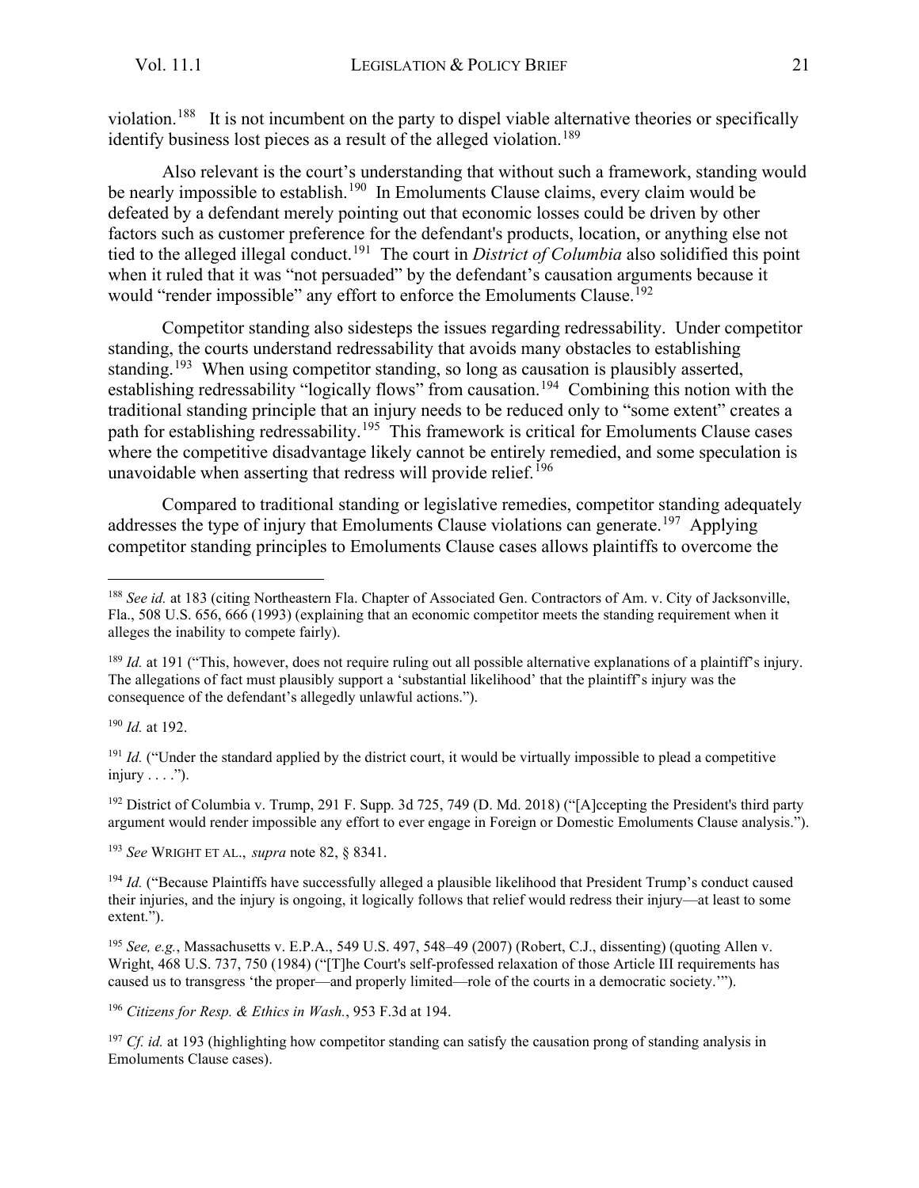violation.[188] It is not incumbent on the party to dispel viable alternative theories or specifically identify business lost pieces as a result of the alleged violation.[189]

Also relevant is the court's understanding that without such a framework, standing would be nearly impossible to establish.[190] In Emoluments Clause claims, every claim would be defeated by a defendant merely pointing out that economic losses could be driven by other factors such as customer preference for the defendant's products, location, or anything else not tied to the alleged illegal conduct.[191] The court in *District of Columbia* also solidified this point when it ruled that it was "not persuaded" by the defendant's causation arguments because it would "render impossible" any effort to enforce the Emoluments Clause.[192]

Competitor standing also sidesteps the issues regarding redressability. Under competitor standing, the courts understand redressability that avoids many obstacles to establishing standing.[193] When using competitor standing, so long as causation is plausibly asserted, establishing redressability "logically flows" from causation.[194] Combining this notion with the traditional standing principle that an injury needs to be reduced only to "some extent" creates a path for establishing redressability.[195] This framework is critical for Emoluments Clause cases where the competitive disadvantage likely cannot be entirely remedied, and some speculation is unavoidable when asserting that redress will provide relief.[196]

Compared to traditional standing or legislative remedies, competitor standing adequately addresses the type of injury that Emoluments Clause violations can generate.[197] Applying competitor standing principles to Emoluments Clause cases allows plaintiffs to overcome the

---

[188] *See id.* at 183 (citing Northeastern Fla. Chapter of Associated Gen. Contractors of Am. v. City of Jacksonville, Fla., 508 U.S. 656, 666 (1993) (explaining that an economic competitor meets the standing requirement when it alleges the inability to compete fairly).

[189] *Id.* at 191 ("This, however, does not require ruling out all possible alternative explanations of a plaintiff's injury. The allegations of fact must plausibly support a 'substantial likelihood' that the plaintiff's injury was the consequence of the defendant's allegedly unlawful actions.").

[190] *Id.* at 192.

[191] *Id.* ("Under the standard applied by the district court, it would be virtually impossible to plead a competitive injury . . . .").

[192] District of Columbia v. Trump, 291 F. Supp. 3d 725, 749 (D. Md. 2018) ("[A]ccepting the President's third party argument would render impossible any effort to ever engage in Foreign or Domestic Emoluments Clause analysis.").

[193] *See* WRIGHT ET AL., *supra* note 82, § 8341.

[194] *Id.* ("Because Plaintiffs have successfully alleged a plausible likelihood that President Trump's conduct caused their injuries, and the injury is ongoing, it logically follows that relief would redress their injury—at least to some extent.").

[195] *See, e.g.*, Massachusetts v. E.P.A., 549 U.S. 497, 548–49 (2007) (Robert, C.J., dissenting) (quoting Allen v. Wright, 468 U.S. 737, 750 (1984) ("[T]he Court's self-professed relaxation of those Article III requirements has caused us to transgress 'the proper—and properly limited—role of the courts in a democratic society.'").

[196] *Citizens for Resp. & Ethics in Wash.*, 953 F.3d at 194.

[197] *Cf. id.* at 193 (highlighting how competitor standing can satisfy the causation prong of standing analysis in Emoluments Clause cases).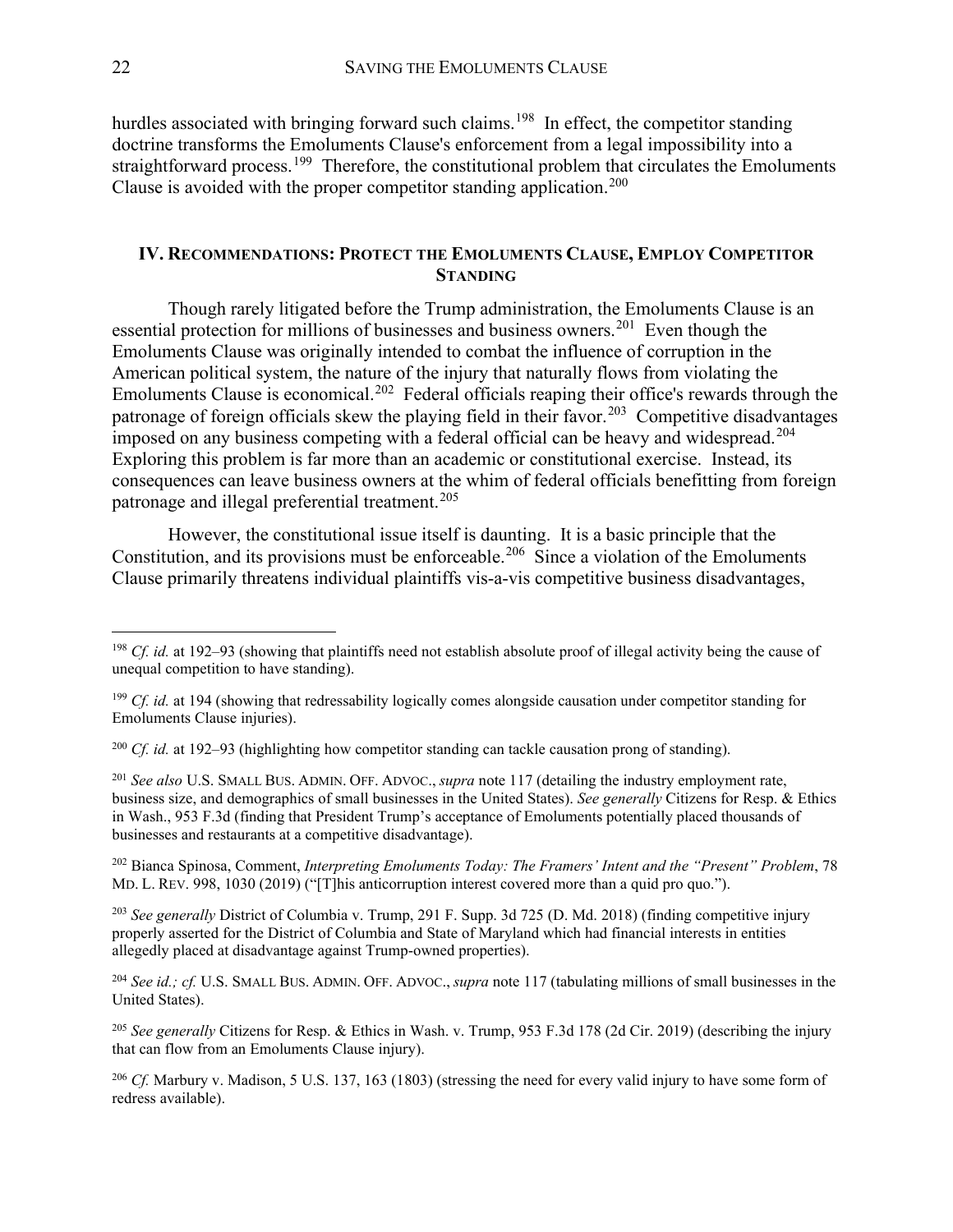hurdles associated with bringing forward such claims.[198] In effect, the competitor standing doctrine transforms the Emoluments Clause's enforcement from a legal impossibility into a straightforward process.[199] Therefore, the constitutional problem that circulates the Emoluments Clause is avoided with the proper competitor standing application.[200]

## IV. Recommendations: Protect the Emoluments Clause, Employ Competitor Standing

Though rarely litigated before the Trump administration, the Emoluments Clause is an essential protection for millions of businesses and business owners.[201] Even though the Emoluments Clause was originally intended to combat the influence of corruption in the American political system, the nature of the injury that naturally flows from violating the Emoluments Clause is economical.[202] Federal officials reaping their office's rewards through the patronage of foreign officials skew the playing field in their favor.[203] Competitive disadvantages imposed on any business competing with a federal official can be heavy and widespread.[204] Exploring this problem is far more than an academic or constitutional exercise. Instead, its consequences can leave business owners at the whim of federal officials benefitting from foreign patronage and illegal preferential treatment.[205]

However, the constitutional issue itself is daunting. It is a basic principle that the Constitution, and its provisions must be enforceable.[206] Since a violation of the Emoluments Clause primarily threatens individual plaintiffs vis-a-vis competitive business disadvantages,

---

[198] *Cf. id.* at 192–93 (showing that plaintiffs need not establish absolute proof of illegal activity being the cause of unequal competition to have standing).

[199] *Cf. id.* at 194 (showing that redressability logically comes alongside causation under competitor standing for Emoluments Clause injuries).

[200] *Cf. id.* at 192–93 (highlighting how competitor standing can tackle causation prong of standing).

[201] *See also* U.S. Small Bus. Admin. Off. Advoc., *supra* note 117 (detailing the industry employment rate, business size, and demographics of small businesses in the United States). *See generally* Citizens for Resp. & Ethics in Wash., 953 F.3d (finding that President Trump's acceptance of Emoluments potentially placed thousands of businesses and restaurants at a competitive disadvantage).

[202] Bianca Spinosa, Comment, *Interpreting Emoluments Today: The Framers' Intent and the "Present" Problem*, 78 Md. L. Rev. 998, 1030 (2019) ("[T]his anticorruption interest covered more than a quid pro quo.").

[203] *See generally* District of Columbia v. Trump, 291 F. Supp. 3d 725 (D. Md. 2018) (finding competitive injury properly asserted for the District of Columbia and State of Maryland which had financial interests in entities allegedly placed at disadvantage against Trump-owned properties).

[204] *See id.; cf.* U.S. Small Bus. Admin. Off. Advoc., *supra* note 117 (tabulating millions of small businesses in the United States).

[205] *See generally* Citizens for Resp. & Ethics in Wash. v. Trump, 953 F.3d 178 (2d Cir. 2019) (describing the injury that can flow from an Emoluments Clause injury).

[206] *Cf.* Marbury v. Madison, 5 U.S. 137, 163 (1803) (stressing the need for every valid injury to have some form of redress available).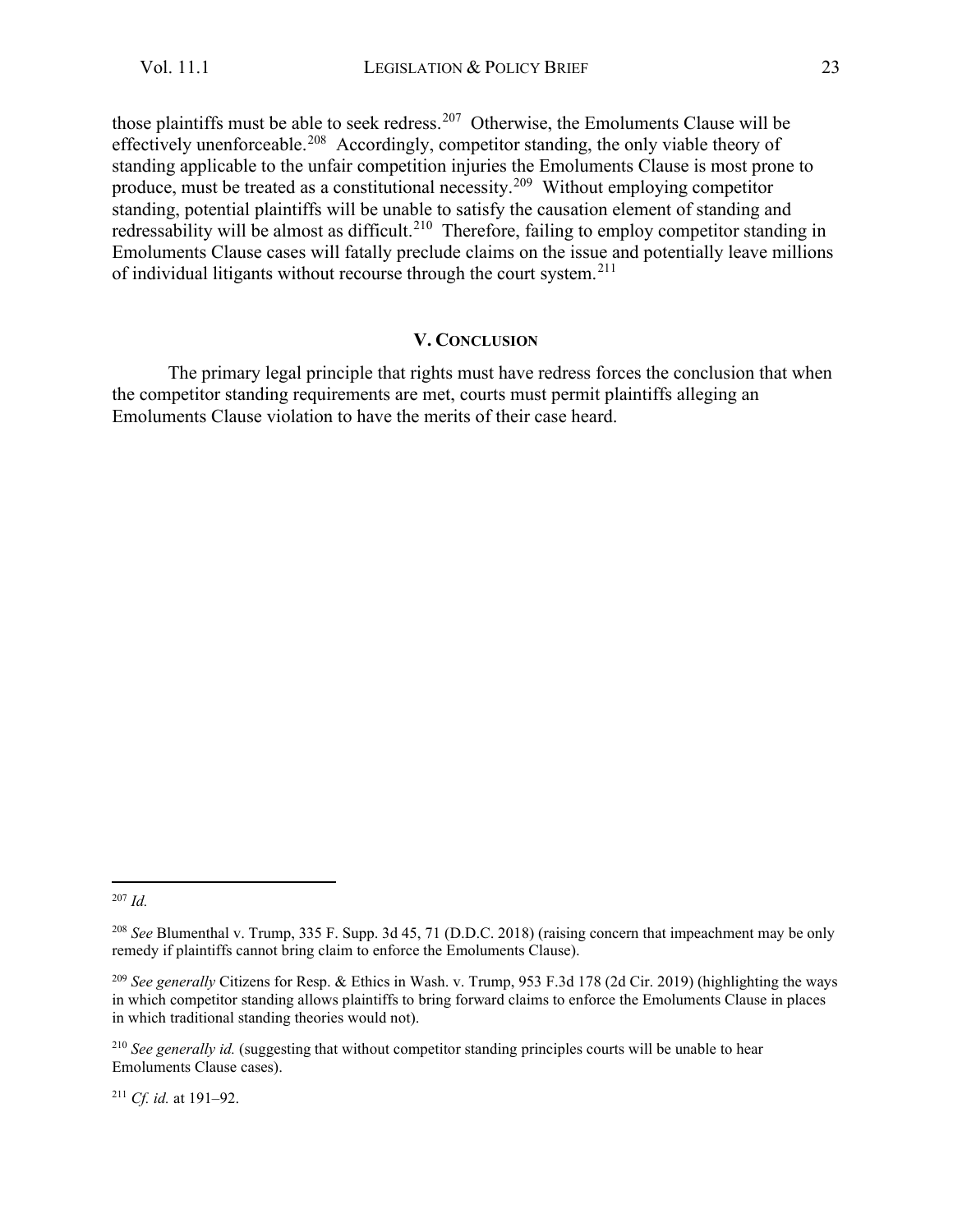those plaintiffs must be able to seek redress.[207] Otherwise, the Emoluments Clause will be effectively unenforceable.[208] Accordingly, competitor standing, the only viable theory of standing applicable to the unfair competition injuries the Emoluments Clause is most prone to produce, must be treated as a constitutional necessity.[209] Without employing competitor standing, potential plaintiffs will be unable to satisfy the causation element of standing and redressability will be almost as difficult.[210] Therefore, failing to employ competitor standing in Emoluments Clause cases will fatally preclude claims on the issue and potentially leave millions of individual litigants without recourse through the court system.[211]

## V. Conclusion

The primary legal principle that rights must have redress forces the conclusion that when the competitor standing requirements are met, courts must permit plaintiffs alleging an Emoluments Clause violation to have the merits of their case heard.

---

[207] *Id.*

[208] *See* Blumenthal v. Trump, 335 F. Supp. 3d 45, 71 (D.D.C. 2018) (raising concern that impeachment may be only remedy if plaintiffs cannot bring claim to enforce the Emoluments Clause).

[209] *See generally* Citizens for Resp. & Ethics in Wash. v. Trump, 953 F.3d 178 (2d Cir. 2019) (highlighting the ways in which competitor standing allows plaintiffs to bring forward claims to enforce the Emoluments Clause in places in which traditional standing theories would not).

[210] *See generally id.* (suggesting that without competitor standing principles courts will be unable to hear Emoluments Clause cases).

[211] *Cf. id.* at 191–92.